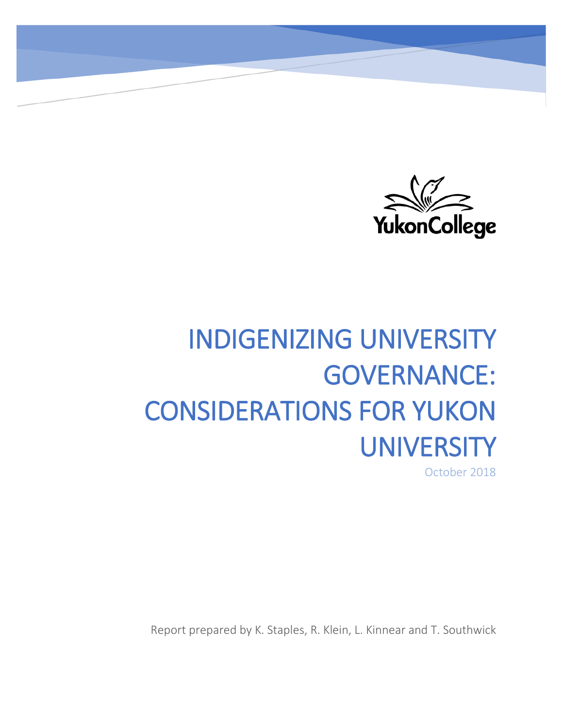YukonCollege

# INDIGENIZING UNIVERSITY GOVERNANCE: CONSIDERATIONS FOR YUKON UNIVERSITY

October 2018

Report prepared by K. Staples, R. Klein, L. Kinnear and T. Southwick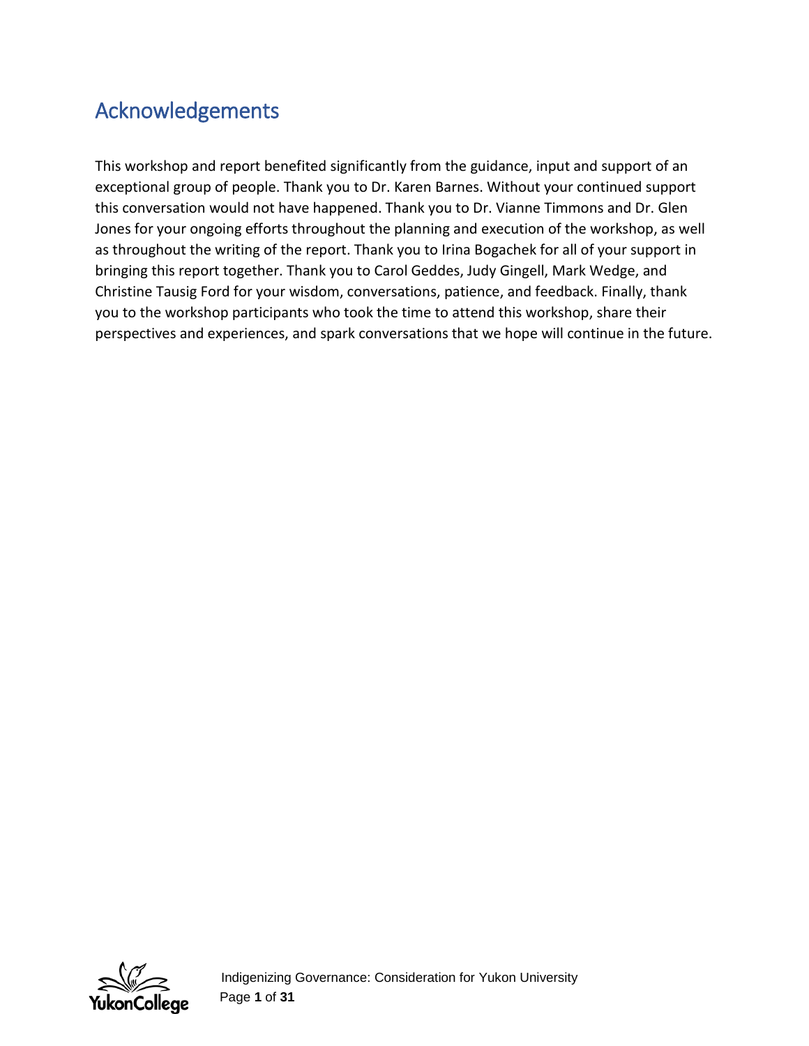## Acknowledgements

This workshop and report benefited significantly from the guidance, input and support of an exceptional group of people. Thank you to Dr. Karen Barnes. Without your continued support this conversation would not have happened. Thank you to Dr. Vianne Timmons and Dr. Glen Jones for your ongoing efforts throughout the planning and execution of the workshop, as well as throughout the writing of the report. Thank you to Irina Bogachek for all of your support in bringing this report together. Thank you to Carol Geddes, Judy Gingell, Mark Wedge, and Christine Tausig Ford for your wisdom, conversations, patience, and feedback. Finally, thank you to the workshop participants who took the time to attend this workshop, share their perspectives and experiences, and spark conversations that we hope will continue in the future.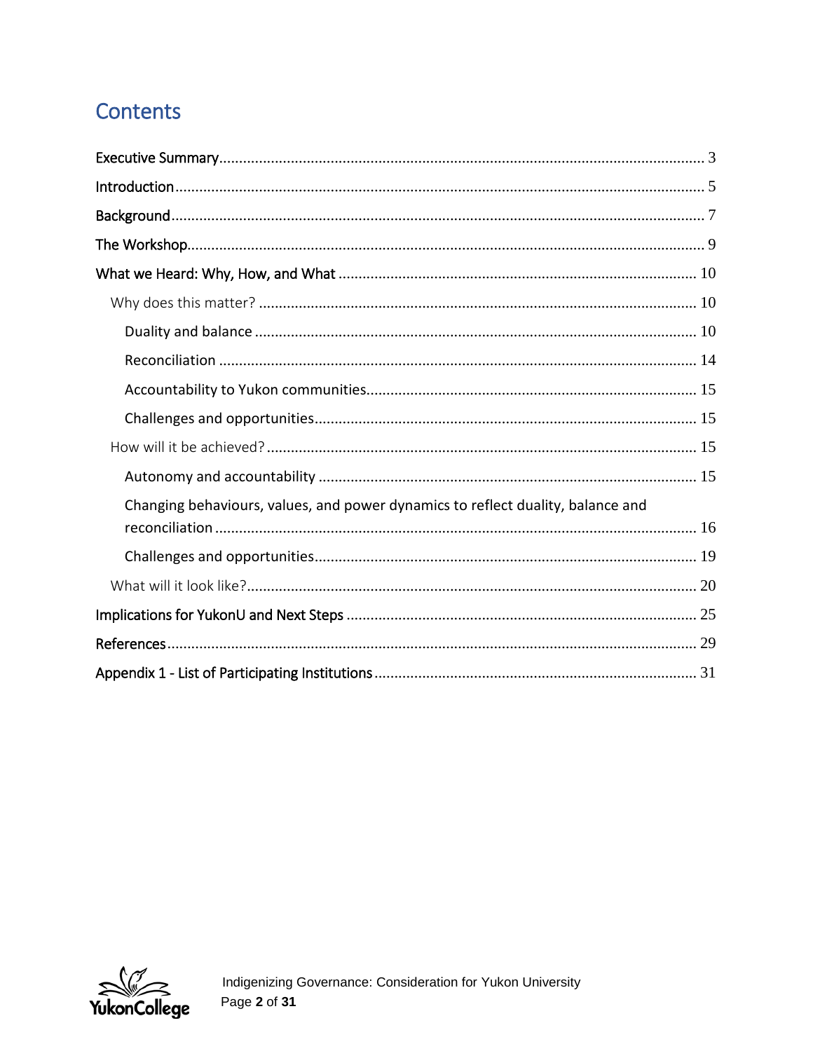# Contents

- Executive Summary ........ 3
- Introduction ........ 5
- Background ........ 7
- The Workshop ........ 9
- What we Heard: Why, How, and What ........ 10
  - Why does this matter? ........ 10
    - Duality and balance ........ 10
    - Reconciliation ........ 14
    - Accountability to Yukon communities ........ 15
    - Challenges and opportunities ........ 15
  - How will it be achieved? ........ 15
    - Autonomy and accountability ........ 15
    - Changing behaviours, values, and power dynamics to reflect duality, balance and reconciliation ........ 16
    - Challenges and opportunities ........ 19
  - What will it look like? ........ 20
- Implications for YukonU and Next Steps ........ 25
- References ........ 29
- Appendix 1 - List of Participating Institutions ........ 31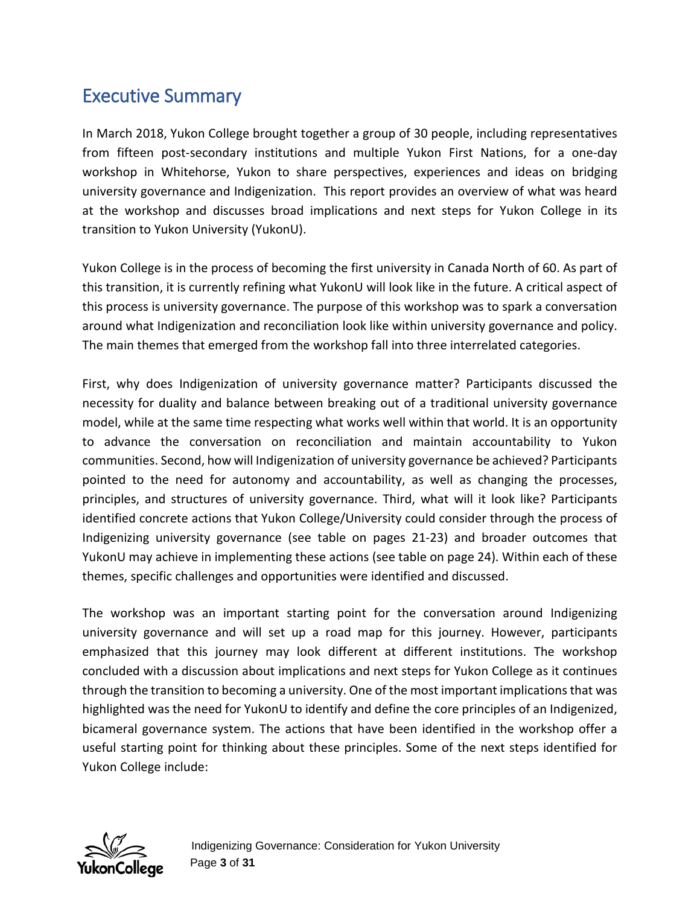## Executive Summary

In March 2018, Yukon College brought together a group of 30 people, including representatives from fifteen post-secondary institutions and multiple Yukon First Nations, for a one-day workshop in Whitehorse, Yukon to share perspectives, experiences and ideas on bridging university governance and Indigenization. This report provides an overview of what was heard at the workshop and discusses broad implications and next steps for Yukon College in its transition to Yukon University (YukonU).

Yukon College is in the process of becoming the first university in Canada North of 60. As part of this transition, it is currently refining what YukonU will look like in the future. A critical aspect of this process is university governance. The purpose of this workshop was to spark a conversation around what Indigenization and reconciliation look like within university governance and policy. The main themes that emerged from the workshop fall into three interrelated categories.

First, why does Indigenization of university governance matter? Participants discussed the necessity for duality and balance between breaking out of a traditional university governance model, while at the same time respecting what works well within that world. It is an opportunity to advance the conversation on reconciliation and maintain accountability to Yukon communities. Second, how will Indigenization of university governance be achieved? Participants pointed to the need for autonomy and accountability, as well as changing the processes, principles, and structures of university governance. Third, what will it look like? Participants identified concrete actions that Yukon College/University could consider through the process of Indigenizing university governance (see table on pages 21-23) and broader outcomes that YukonU may achieve in implementing these actions (see table on page 24). Within each of these themes, specific challenges and opportunities were identified and discussed.

The workshop was an important starting point for the conversation around Indigenizing university governance and will set up a road map for this journey. However, participants emphasized that this journey may look different at different institutions. The workshop concluded with a discussion about implications and next steps for Yukon College as it continues through the transition to becoming a university. One of the most important implications that was highlighted was the need for YukonU to identify and define the core principles of an Indigenized, bicameral governance system. The actions that have been identified in the workshop offer a useful starting point for thinking about these principles. Some of the next steps identified for Yukon College include: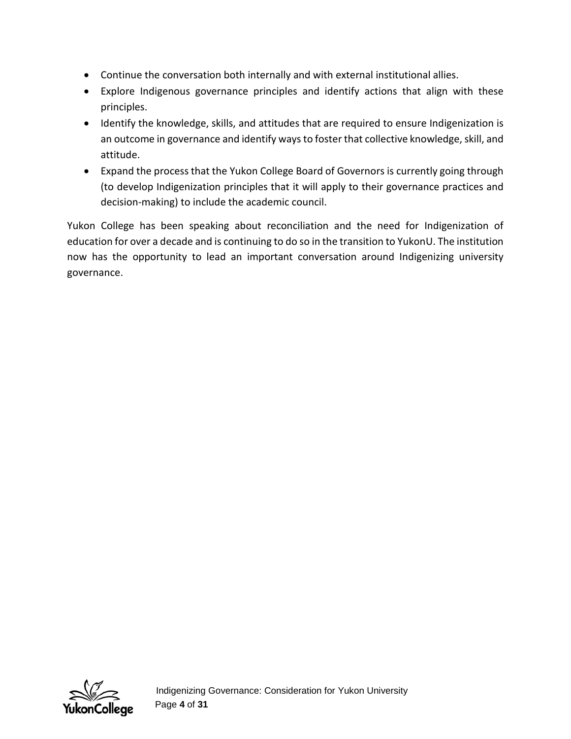- Continue the conversation both internally and with external institutional allies.
- Explore Indigenous governance principles and identify actions that align with these principles.
- Identify the knowledge, skills, and attitudes that are required to ensure Indigenization is an outcome in governance and identify ways to foster that collective knowledge, skill, and attitude.
- Expand the process that the Yukon College Board of Governors is currently going through (to develop Indigenization principles that it will apply to their governance practices and decision-making) to include the academic council.

Yukon College has been speaking about reconciliation and the need for Indigenization of education for over a decade and is continuing to do so in the transition to YukonU. The institution now has the opportunity to lead an important conversation around Indigenizing university governance.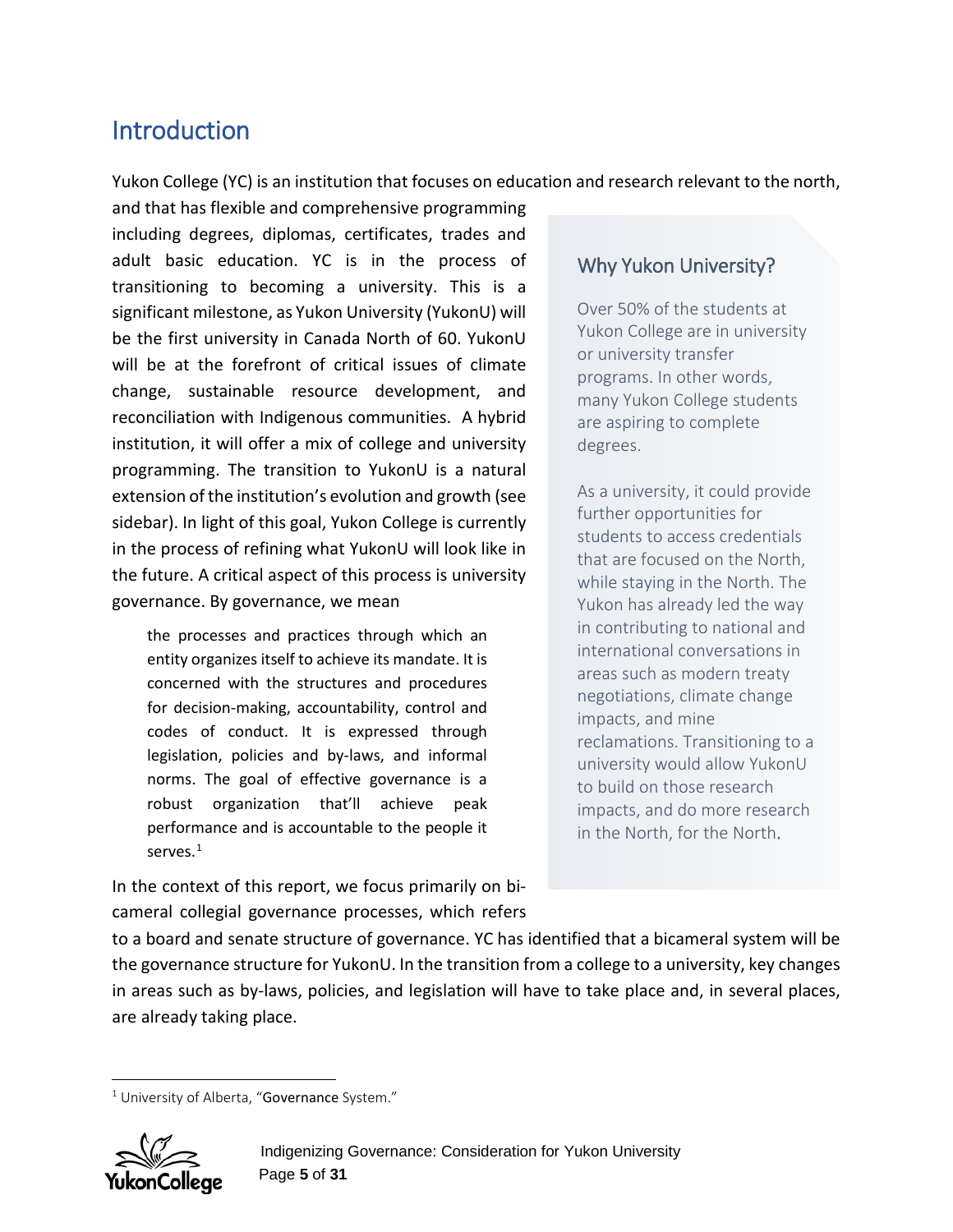## Introduction

Yukon College (YC) is an institution that focuses on education and research relevant to the north, and that has flexible and comprehensive programming including degrees, diplomas, certificates, trades and adult basic education. YC is in the process of transitioning to becoming a university. This is a significant milestone, as Yukon University (YukonU) will be the first university in Canada North of 60. YukonU will be at the forefront of critical issues of climate change, sustainable resource development, and reconciliation with Indigenous communities. A hybrid institution, it will offer a mix of college and university programming. The transition to YukonU is a natural extension of the institution's evolution and growth (see sidebar). In light of this goal, Yukon College is currently in the process of refining what YukonU will look like in the future. A critical aspect of this process is university governance. By governance, we mean

> the processes and practices through which an entity organizes itself to achieve its mandate. It is concerned with the structures and procedures for decision-making, accountability, control and codes of conduct. It is expressed through legislation, policies and by-laws, and informal norms. The goal of effective governance is a robust organization that'll achieve peak performance and is accountable to the people it serves.[1]

In the context of this report, we focus primarily on bi-cameral collegial governance processes, which refers to a board and senate structure of governance. YC has identified that a bicameral system will be the governance structure for YukonU. In the transition from a college to a university, key changes in areas such as by-laws, policies, and legislation will have to take place and, in several places, are already taking place.

### Why Yukon University?

Over 50% of the students at Yukon College are in university or university transfer programs. In other words, many Yukon College students are aspiring to complete degrees.

As a university, it could provide further opportunities for students to access credentials that are focused on the North, while staying in the North. The Yukon has already led the way in contributing to national and international conversations in areas such as modern treaty negotiations, climate change impacts, and mine reclamations. Transitioning to a university would allow YukonU to build on those research impacts, and do more research in the North, for the North.

---

[1] University of Alberta, "Governance System."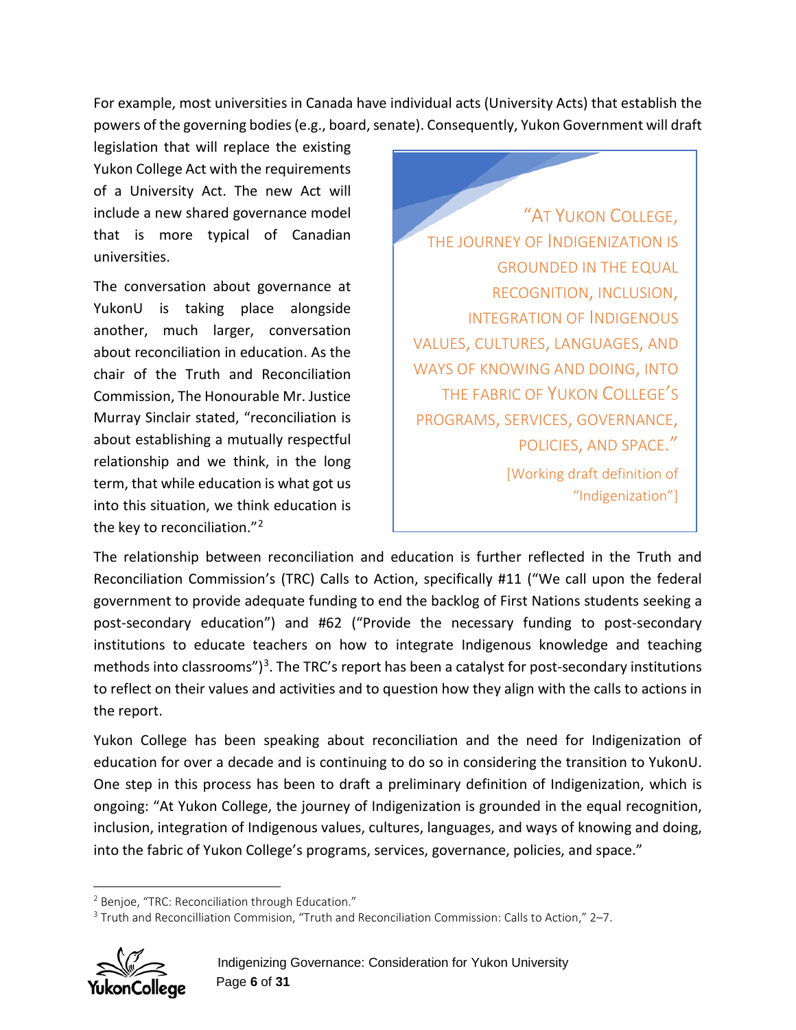For example, most universities in Canada have individual acts (University Acts) that establish the powers of the governing bodies (e.g., board, senate). Consequently, Yukon Government will draft legislation that will replace the existing Yukon College Act with the requirements of a University Act. The new Act will include a new shared governance model that is more typical of Canadian universities.

The conversation about governance at YukonU is taking place alongside another, much larger, conversation about reconciliation in education. As the chair of the Truth and Reconciliation Commission, The Honourable Mr. Justice Murray Sinclair stated, "reconciliation is about establishing a mutually respectful relationship and we think, in the long term, that while education is what got us into this situation, we think education is the key to reconciliation."[2]

> "AT YUKON COLLEGE, THE JOURNEY OF INDIGENIZATION IS GROUNDED IN THE EQUAL RECOGNITION, INCLUSION, INTEGRATION OF INDIGENOUS VALUES, CULTURES, LANGUAGES, AND WAYS OF KNOWING AND DOING, INTO THE FABRIC OF YUKON COLLEGE'S PROGRAMS, SERVICES, GOVERNANCE, POLICIES, AND SPACE."
>
> [Working draft definition of "Indigenization"]

The relationship between reconciliation and education is further reflected in the Truth and Reconciliation Commission's (TRC) Calls to Action, specifically #11 ("We call upon the federal government to provide adequate funding to end the backlog of First Nations students seeking a post-secondary education") and #62 ("Provide the necessary funding to post-secondary institutions to educate teachers on how to integrate Indigenous knowledge and teaching methods into classrooms")[3]. The TRC's report has been a catalyst for post-secondary institutions to reflect on their values and activities and to question how they align with the calls to actions in the report.

Yukon College has been speaking about reconciliation and the need for Indigenization of education for over a decade and is continuing to do so in considering the transition to YukonU. One step in this process has been to draft a preliminary definition of Indigenization, which is ongoing: "At Yukon College, the journey of Indigenization is grounded in the equal recognition, inclusion, integration of Indigenous values, cultures, languages, and ways of knowing and doing, into the fabric of Yukon College's programs, services, governance, policies, and space."

---

[2] Benjoe, "TRC: Reconciliation through Education."

[3] Truth and Reconcilliation Commision, "Truth and Reconciliation Commission: Calls to Action," 2–7.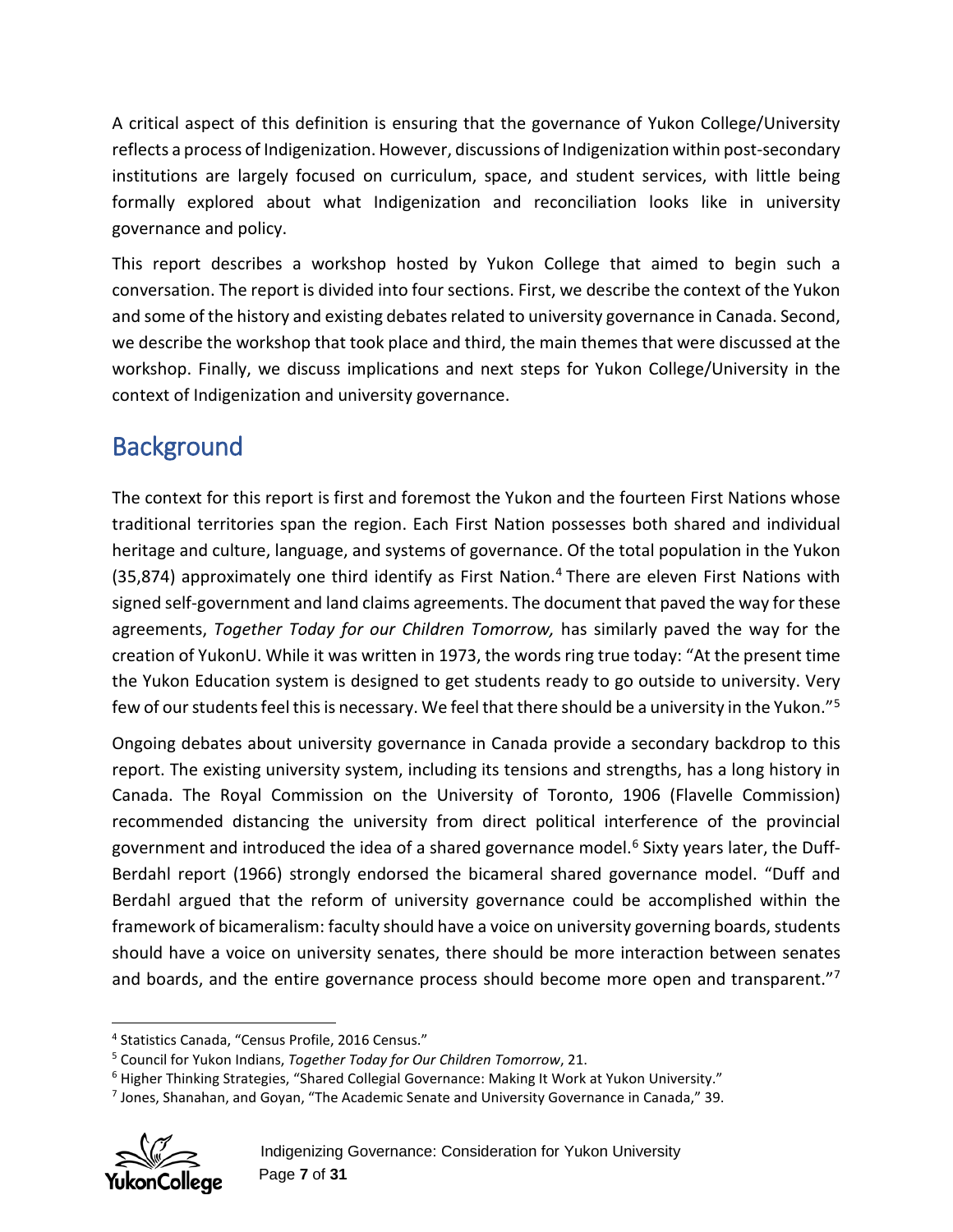A critical aspect of this definition is ensuring that the governance of Yukon College/University reflects a process of Indigenization. However, discussions of Indigenization within post-secondary institutions are largely focused on curriculum, space, and student services, with little being formally explored about what Indigenization and reconciliation looks like in university governance and policy.

This report describes a workshop hosted by Yukon College that aimed to begin such a conversation. The report is divided into four sections. First, we describe the context of the Yukon and some of the history and existing debates related to university governance in Canada. Second, we describe the workshop that took place and third, the main themes that were discussed at the workshop. Finally, we discuss implications and next steps for Yukon College/University in the context of Indigenization and university governance.

## Background

The context for this report is first and foremost the Yukon and the fourteen First Nations whose traditional territories span the region. Each First Nation possesses both shared and individual heritage and culture, language, and systems of governance. Of the total population in the Yukon (35,874) approximately one third identify as First Nation.[4] There are eleven First Nations with signed self-government and land claims agreements. The document that paved the way for these agreements, *Together Today for our Children Tomorrow,* has similarly paved the way for the creation of YukonU. While it was written in 1973, the words ring true today: "At the present time the Yukon Education system is designed to get students ready to go outside to university. Very few of our students feel this is necessary. We feel that there should be a university in the Yukon."[5]

Ongoing debates about university governance in Canada provide a secondary backdrop to this report. The existing university system, including its tensions and strengths, has a long history in Canada. The Royal Commission on the University of Toronto, 1906 (Flavelle Commission) recommended distancing the university from direct political interference of the provincial government and introduced the idea of a shared governance model.[6] Sixty years later, the Duff-Berdahl report (1966) strongly endorsed the bicameral shared governance model. "Duff and Berdahl argued that the reform of university governance could be accomplished within the framework of bicameralism: faculty should have a voice on university governing boards, students should have a voice on university senates, there should be more interaction between senates and boards, and the entire governance process should become more open and transparent."[7]

---

[4] Statistics Canada, "Census Profile, 2016 Census."

[5] Council for Yukon Indians, *Together Today for Our Children Tomorrow*, 21.

[6] Higher Thinking Strategies, "Shared Collegial Governance: Making It Work at Yukon University."

[7] Jones, Shanahan, and Goyan, "The Academic Senate and University Governance in Canada," 39.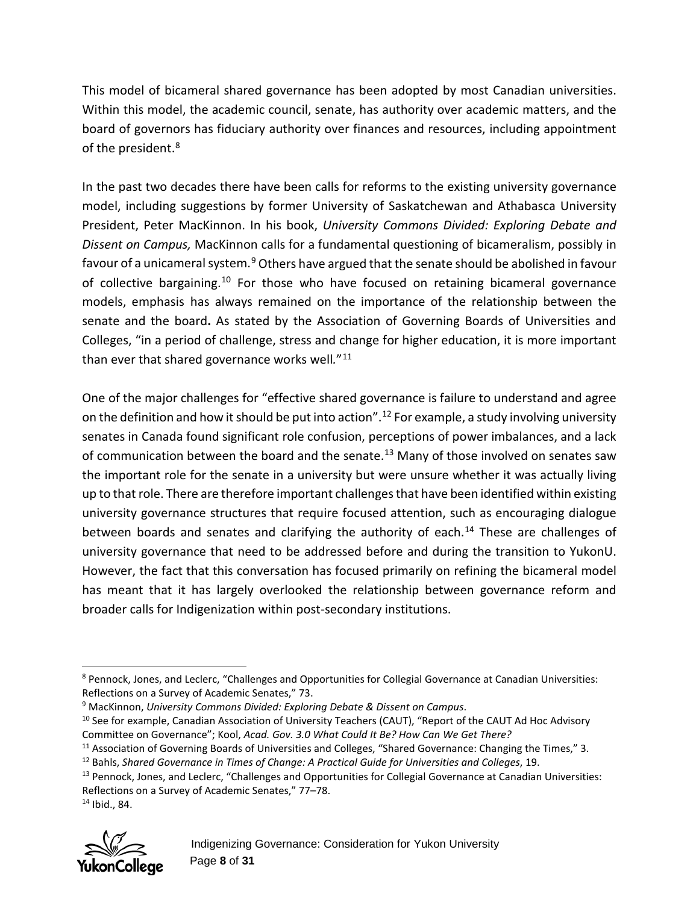This model of bicameral shared governance has been adopted by most Canadian universities. Within this model, the academic council, senate, has authority over academic matters, and the board of governors has fiduciary authority over finances and resources, including appointment of the president.[8]

In the past two decades there have been calls for reforms to the existing university governance model, including suggestions by former University of Saskatchewan and Athabasca University President, Peter MacKinnon. In his book, *University Commons Divided: Exploring Debate and Dissent on Campus,* MacKinnon calls for a fundamental questioning of bicameralism, possibly in favour of a unicameral system.[9] Others have argued that the senate should be abolished in favour of collective bargaining.[10] For those who have focused on retaining bicameral governance models, emphasis has always remained on the importance of the relationship between the senate and the board**.** As stated by the Association of Governing Boards of Universities and Colleges, "in a period of challenge, stress and change for higher education, it is more important than ever that shared governance works well*.*"[11]

One of the major challenges for "effective shared governance is failure to understand and agree on the definition and how it should be put into action".[12] For example, a study involving university senates in Canada found significant role confusion, perceptions of power imbalances, and a lack of communication between the board and the senate.[13] Many of those involved on senates saw the important role for the senate in a university but were unsure whether it was actually living up to that role. There are therefore important challenges that have been identified within existing university governance structures that require focused attention, such as encouraging dialogue between boards and senates and clarifying the authority of each.[14] These are challenges of university governance that need to be addressed before and during the transition to YukonU. However, the fact that this conversation has focused primarily on refining the bicameral model has meant that it has largely overlooked the relationship between governance reform and broader calls for Indigenization within post-secondary institutions.

---

[8] Pennock, Jones, and Leclerc, "Challenges and Opportunities for Collegial Governance at Canadian Universities: Reflections on a Survey of Academic Senates," 73.

[9] MacKinnon, *University Commons Divided: Exploring Debate & Dissent on Campus*.

[10] See for example, Canadian Association of University Teachers (CAUT), "Report of the CAUT Ad Hoc Advisory Committee on Governance"; Kool, *Acad. Gov. 3.0 What Could It Be? How Can We Get There?*

[11] Association of Governing Boards of Universities and Colleges, "Shared Governance: Changing the Times," 3.

[12] Bahls, *Shared Governance in Times of Change: A Practical Guide for Universities and Colleges*, 19.

[13] Pennock, Jones, and Leclerc, "Challenges and Opportunities for Collegial Governance at Canadian Universities: Reflections on a Survey of Academic Senates," 77–78.

[14] Ibid., 84.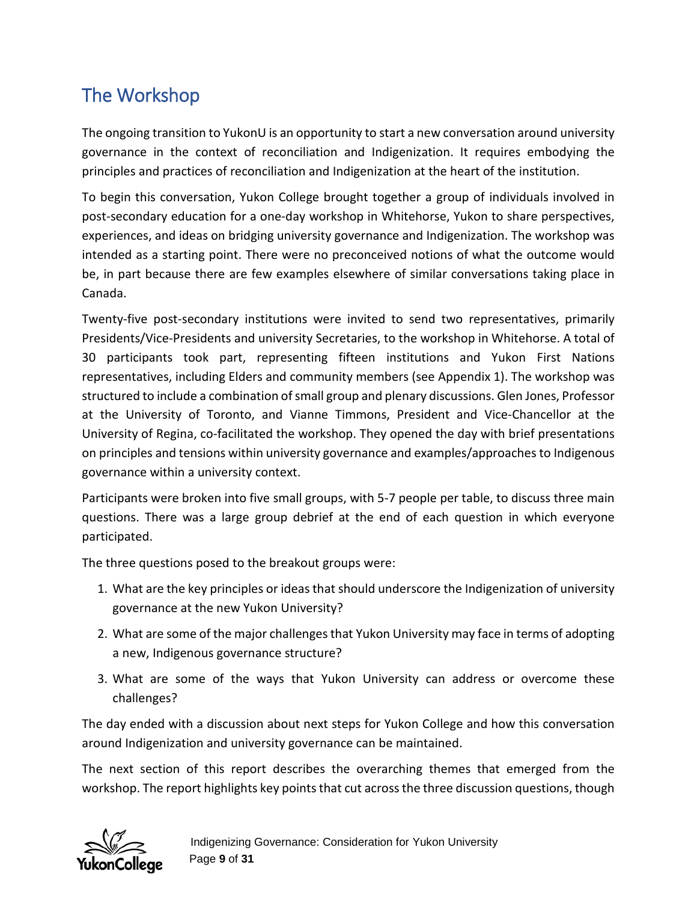## The Workshop

The ongoing transition to YukonU is an opportunity to start a new conversation around university governance in the context of reconciliation and Indigenization. It requires embodying the principles and practices of reconciliation and Indigenization at the heart of the institution.

To begin this conversation, Yukon College brought together a group of individuals involved in post-secondary education for a one-day workshop in Whitehorse, Yukon to share perspectives, experiences, and ideas on bridging university governance and Indigenization. The workshop was intended as a starting point. There were no preconceived notions of what the outcome would be, in part because there are few examples elsewhere of similar conversations taking place in Canada.

Twenty-five post-secondary institutions were invited to send two representatives, primarily Presidents/Vice-Presidents and university Secretaries, to the workshop in Whitehorse. A total of 30 participants took part, representing fifteen institutions and Yukon First Nations representatives, including Elders and community members (see Appendix 1). The workshop was structured to include a combination of small group and plenary discussions. Glen Jones, Professor at the University of Toronto, and Vianne Timmons, President and Vice-Chancellor at the University of Regina, co-facilitated the workshop. They opened the day with brief presentations on principles and tensions within university governance and examples/approaches to Indigenous governance within a university context.

Participants were broken into five small groups, with 5-7 people per table, to discuss three main questions. There was a large group debrief at the end of each question in which everyone participated.

The three questions posed to the breakout groups were:

1. What are the key principles or ideas that should underscore the Indigenization of university governance at the new Yukon University?
2. What are some of the major challenges that Yukon University may face in terms of adopting a new, Indigenous governance structure?
3. What are some of the ways that Yukon University can address or overcome these challenges?

The day ended with a discussion about next steps for Yukon College and how this conversation around Indigenization and university governance can be maintained.

The next section of this report describes the overarching themes that emerged from the workshop. The report highlights key points that cut across the three discussion questions, though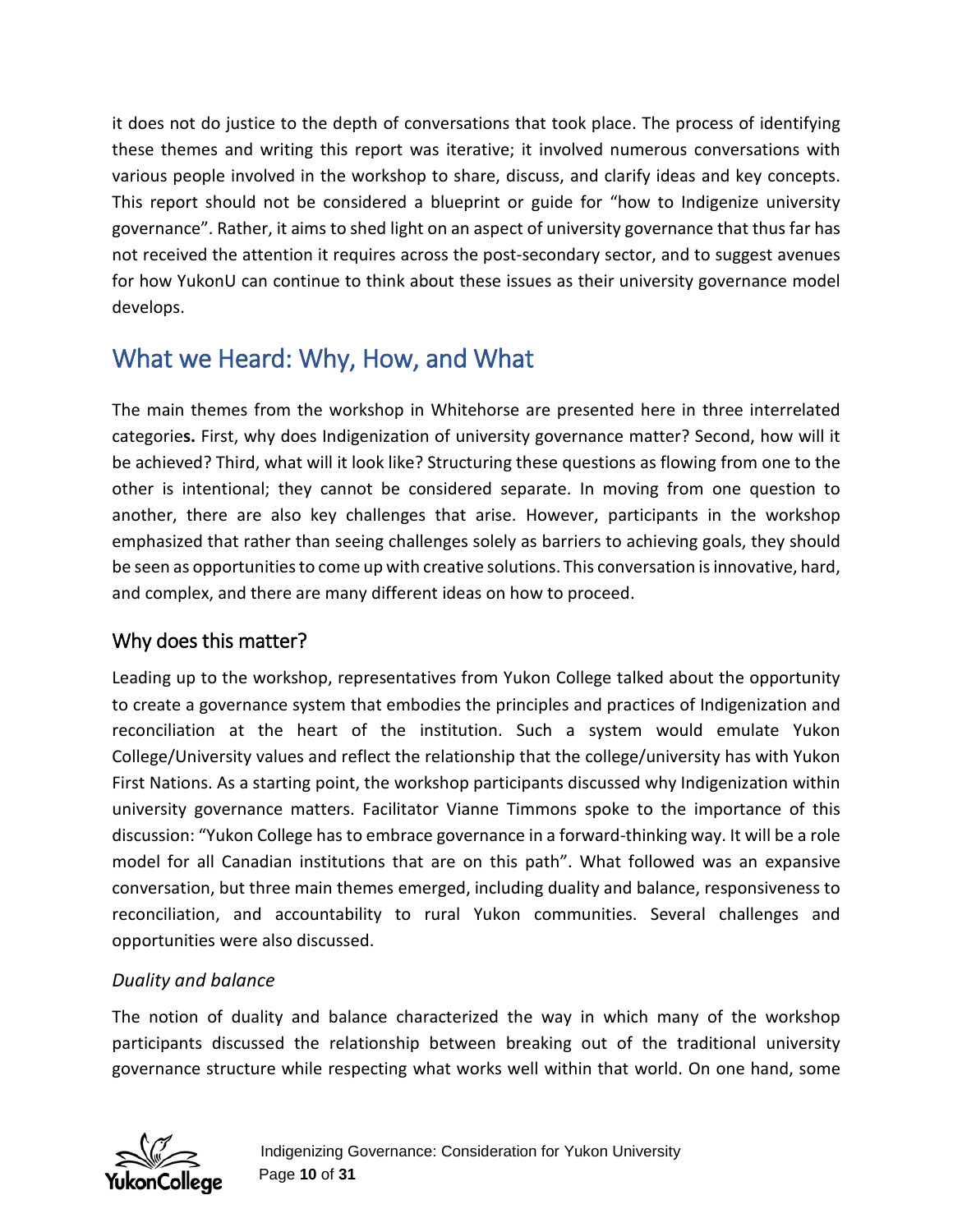it does not do justice to the depth of conversations that took place. The process of identifying these themes and writing this report was iterative; it involved numerous conversations with various people involved in the workshop to share, discuss, and clarify ideas and key concepts. This report should not be considered a blueprint or guide for "how to Indigenize university governance". Rather, it aims to shed light on an aspect of university governance that thus far has not received the attention it requires across the post-secondary sector, and to suggest avenues for how YukonU can continue to think about these issues as their university governance model develops.

## What we Heard: Why, How, and What

The main themes from the workshop in Whitehorse are presented here in three interrelated categorie**s.** First, why does Indigenization of university governance matter? Second, how will it be achieved? Third, what will it look like? Structuring these questions as flowing from one to the other is intentional; they cannot be considered separate. In moving from one question to another, there are also key challenges that arise. However, participants in the workshop emphasized that rather than seeing challenges solely as barriers to achieving goals, they should be seen as opportunities to come up with creative solutions. This conversation is innovative, hard, and complex, and there are many different ideas on how to proceed.

### Why does this matter?

Leading up to the workshop, representatives from Yukon College talked about the opportunity to create a governance system that embodies the principles and practices of Indigenization and reconciliation at the heart of the institution. Such a system would emulate Yukon College/University values and reflect the relationship that the college/university has with Yukon First Nations. As a starting point, the workshop participants discussed why Indigenization within university governance matters. Facilitator Vianne Timmons spoke to the importance of this discussion: "Yukon College has to embrace governance in a forward-thinking way. It will be a role model for all Canadian institutions that are on this path". What followed was an expansive conversation, but three main themes emerged, including duality and balance, responsiveness to reconciliation, and accountability to rural Yukon communities. Several challenges and opportunities were also discussed.

*Duality and balance*

The notion of duality and balance characterized the way in which many of the workshop participants discussed the relationship between breaking out of the traditional university governance structure while respecting what works well within that world. On one hand, some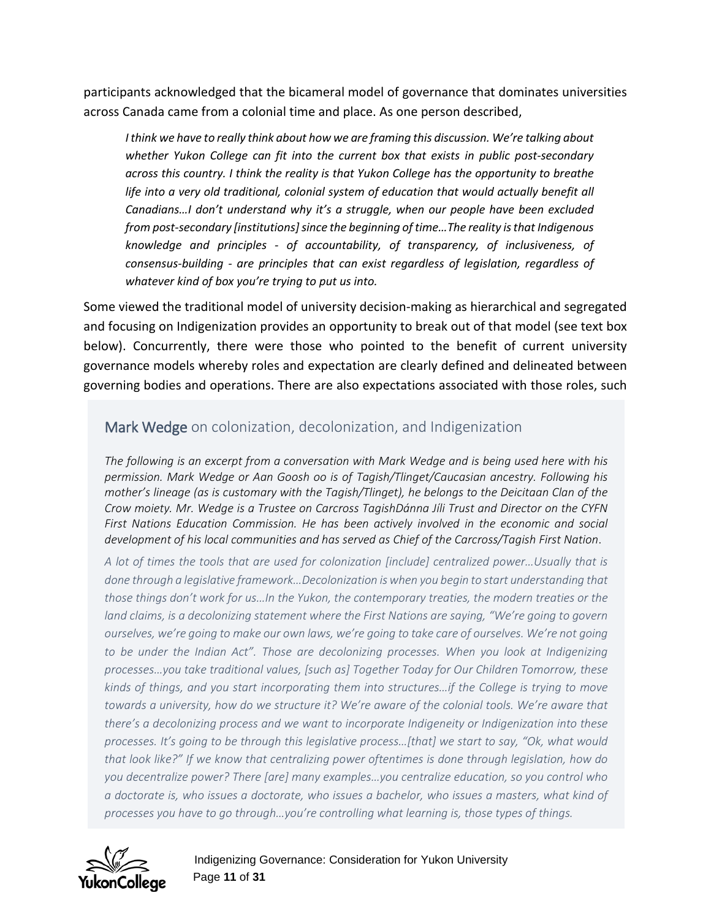participants acknowledged that the bicameral model of governance that dominates universities across Canada came from a colonial time and place. As one person described,

> *I think we have to really think about how we are framing this discussion. We're talking about whether Yukon College can fit into the current box that exists in public post-secondary across this country. I think the reality is that Yukon College has the opportunity to breathe life into a very old traditional, colonial system of education that would actually benefit all Canadians…I don't understand why it's a struggle, when our people have been excluded from post-secondary [institutions] since the beginning of time…The reality is that Indigenous knowledge and principles - of accountability, of transparency, of inclusiveness, of consensus-building - are principles that can exist regardless of legislation, regardless of whatever kind of box you're trying to put us into.*

Some viewed the traditional model of university decision-making as hierarchical and segregated and focusing on Indigenization provides an opportunity to break out of that model (see text box below). Concurrently, there were those who pointed to the benefit of current university governance models whereby roles and expectation are clearly defined and delineated between governing bodies and operations. There are also expectations associated with those roles, such

## Mark Wedge on colonization, decolonization, and Indigenization

*The following is an excerpt from a conversation with Mark Wedge and is being used here with his permission. Mark Wedge or Aan Goosh oo is of Tagish/Tlinget/Caucasian ancestry. Following his mother's lineage (as is customary with the Tagish/Tlinget), he belongs to the Deicitaan Clan of the Crow moiety. Mr. Wedge is a Trustee on Carcross TagishDánna Jíli Trust and Director on the CYFN First Nations Education Commission. He has been actively involved in the economic and social development of his local communities and has served as Chief of the Carcross/Tagish First Nation.*

*A lot of times the tools that are used for colonization [include] centralized power…Usually that is done through a legislative framework…Decolonization is when you begin to start understanding that those things don't work for us…In the Yukon, the contemporary treaties, the modern treaties or the land claims, is a decolonizing statement where the First Nations are saying, "We're going to govern ourselves, we're going to make our own laws, we're going to take care of ourselves. We're not going to be under the Indian Act". Those are decolonizing processes. When you look at Indigenizing processes…you take traditional values, [such as] Together Today for Our Children Tomorrow, these kinds of things, and you start incorporating them into structures…if the College is trying to move towards a university, how do we structure it? We're aware of the colonial tools. We're aware that there's a decolonizing process and we want to incorporate Indigeneity or Indigenization into these processes. It's going to be through this legislative process…[that] we start to say, "Ok, what would that look like?" If we know that centralizing power oftentimes is done through legislation, how do you decentralize power? There [are] many examples…you centralize education, so you control who a doctorate is, who issues a doctorate, who issues a bachelor, who issues a masters, what kind of processes you have to go through…you're controlling what learning is, those types of things.*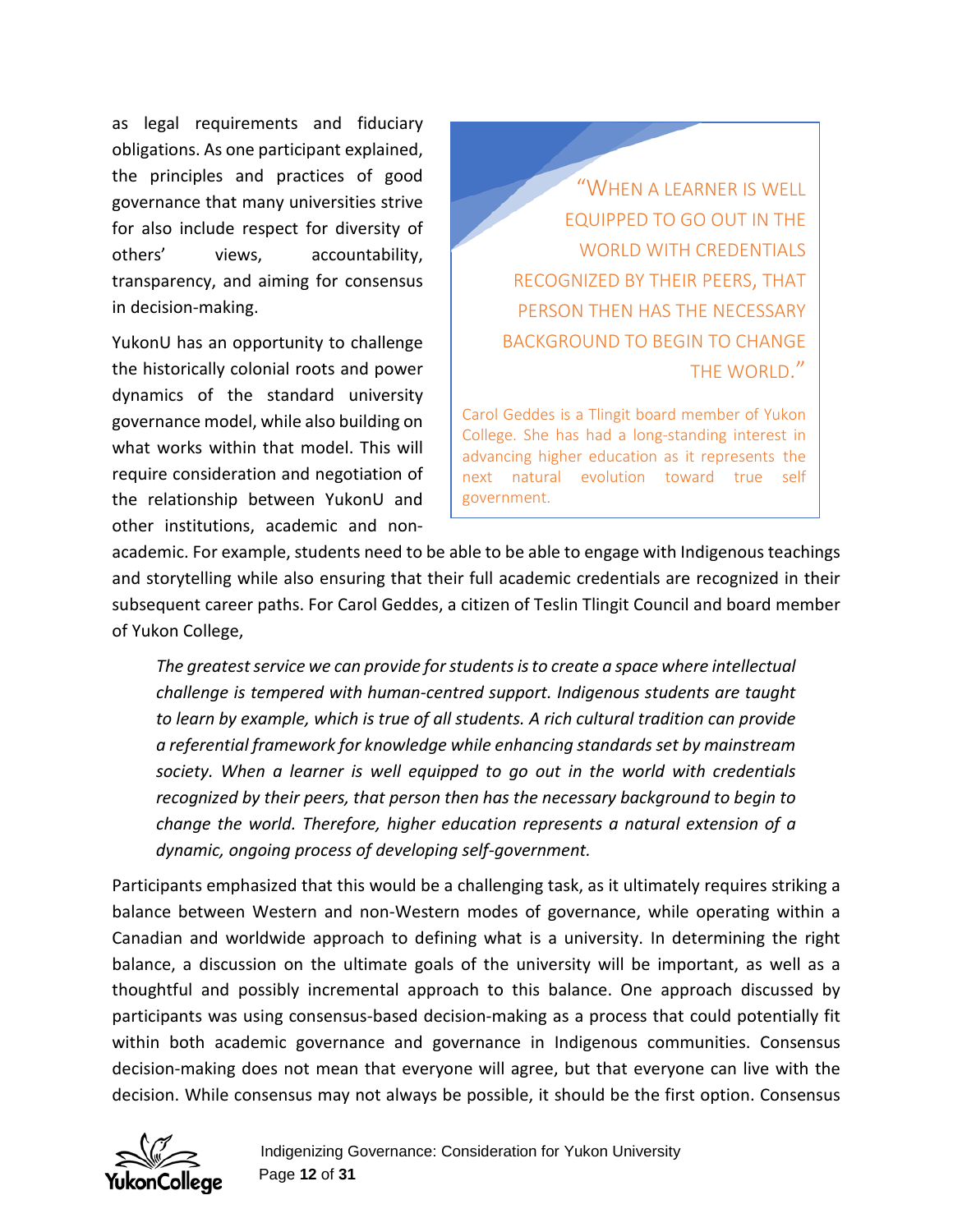as legal requirements and fiduciary obligations. As one participant explained, the principles and practices of good governance that many universities strive for also include respect for diversity of others' views, accountability, transparency, and aiming for consensus in decision-making.

> "WHEN A LEARNER IS WELL EQUIPPED TO GO OUT IN THE WORLD WITH CREDENTIALS RECOGNIZED BY THEIR PEERS, THAT PERSON THEN HAS THE NECESSARY BACKGROUND TO BEGIN TO CHANGE THE WORLD."
>
> Carol Geddes is a Tlingit board member of Yukon College. She has had a long-standing interest in advancing higher education as it represents the next natural evolution toward true self government.

YukonU has an opportunity to challenge the historically colonial roots and power dynamics of the standard university governance model, while also building on what works within that model. This will require consideration and negotiation of the relationship between YukonU and other institutions, academic and non-academic. For example, students need to be able to be able to engage with Indigenous teachings and storytelling while also ensuring that their full academic credentials are recognized in their subsequent career paths. For Carol Geddes, a citizen of Teslin Tlingit Council and board member of Yukon College,

> *The greatest service we can provide for students is to create a space where intellectual challenge is tempered with human-centred support. Indigenous students are taught to learn by example, which is true of all students. A rich cultural tradition can provide a referential framework for knowledge while enhancing standards set by mainstream society. When a learner is well equipped to go out in the world with credentials recognized by their peers, that person then has the necessary background to begin to change the world. Therefore, higher education represents a natural extension of a dynamic, ongoing process of developing self-government.*

Participants emphasized that this would be a challenging task, as it ultimately requires striking a balance between Western and non-Western modes of governance, while operating within a Canadian and worldwide approach to defining what is a university. In determining the right balance, a discussion on the ultimate goals of the university will be important, as well as a thoughtful and possibly incremental approach to this balance. One approach discussed by participants was using consensus-based decision-making as a process that could potentially fit within both academic governance and governance in Indigenous communities. Consensus decision-making does not mean that everyone will agree, but that everyone can live with the decision. While consensus may not always be possible, it should be the first option. Consensus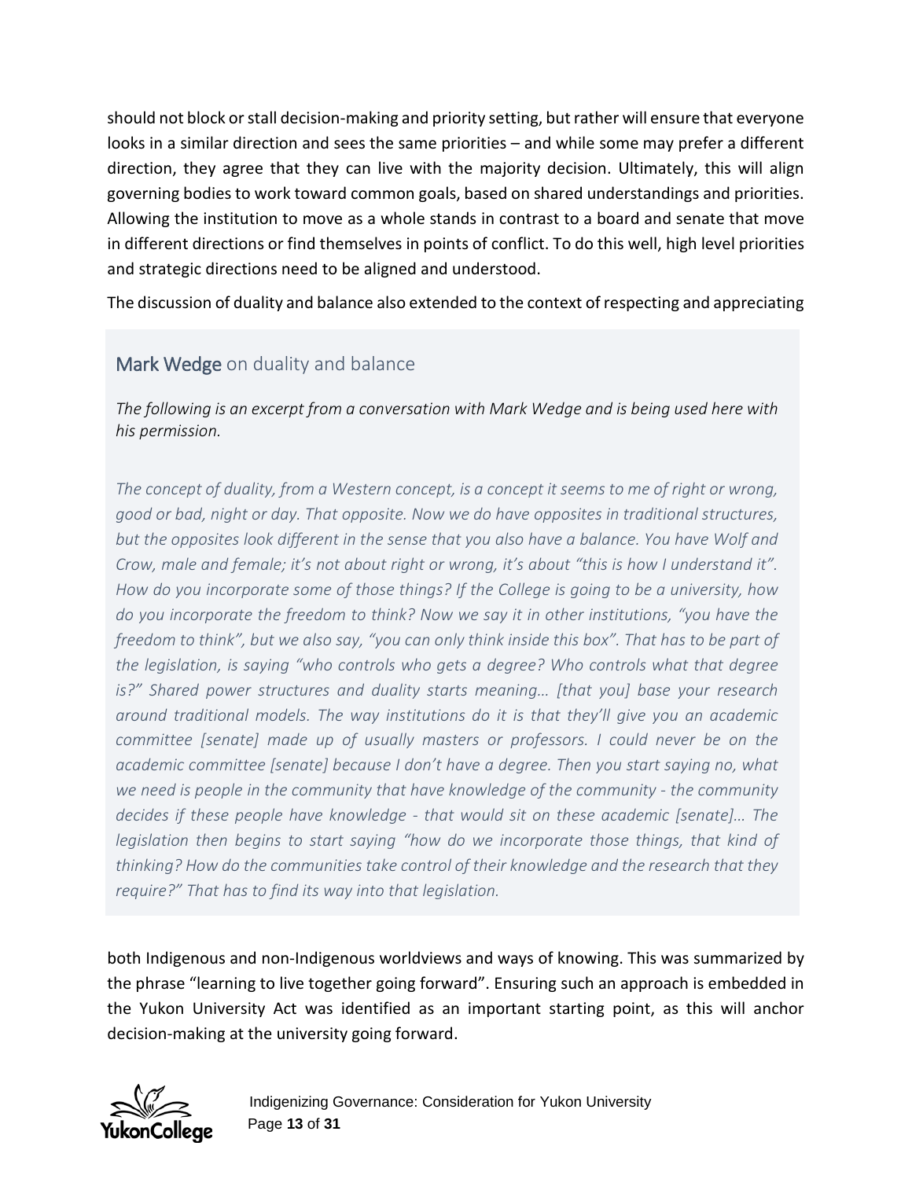should not block or stall decision-making and priority setting, but rather will ensure that everyone looks in a similar direction and sees the same priorities – and while some may prefer a different direction, they agree that they can live with the majority decision. Ultimately, this will align governing bodies to work toward common goals, based on shared understandings and priorities. Allowing the institution to move as a whole stands in contrast to a board and senate that move in different directions or find themselves in points of conflict. To do this well, high level priorities and strategic directions need to be aligned and understood.

The discussion of duality and balance also extended to the context of respecting and appreciating both Indigenous and non-Indigenous worldviews and ways of knowing. This was summarized by the phrase "learning to live together going forward". Ensuring such an approach is embedded in the Yukon University Act was identified as an important starting point, as this will anchor decision-making at the university going forward.

> ### Mark Wedge on duality and balance
>
> *The following is an excerpt from a conversation with Mark Wedge and is being used here with his permission.*
>
> *The concept of duality, from a Western concept, is a concept it seems to me of right or wrong, good or bad, night or day. That opposite. Now we do have opposites in traditional structures, but the opposites look different in the sense that you also have a balance. You have Wolf and Crow, male and female; it's not about right or wrong, it's about "this is how I understand it". How do you incorporate some of those things? If the College is going to be a university, how do you incorporate the freedom to think? Now we say it in other institutions, "you have the freedom to think", but we also say, "you can only think inside this box". That has to be part of the legislation, is saying "who controls who gets a degree? Who controls what that degree is?" Shared power structures and duality starts meaning… [that you] base your research around traditional models. The way institutions do it is that they'll give you an academic committee [senate] made up of usually masters or professors. I could never be on the academic committee [senate] because I don't have a degree. Then you start saying no, what we need is people in the community that have knowledge of the community - the community decides if these people have knowledge - that would sit on these academic [senate]… The legislation then begins to start saying "how do we incorporate those things, that kind of thinking? How do the communities take control of their knowledge and the research that they require?" That has to find its way into that legislation.*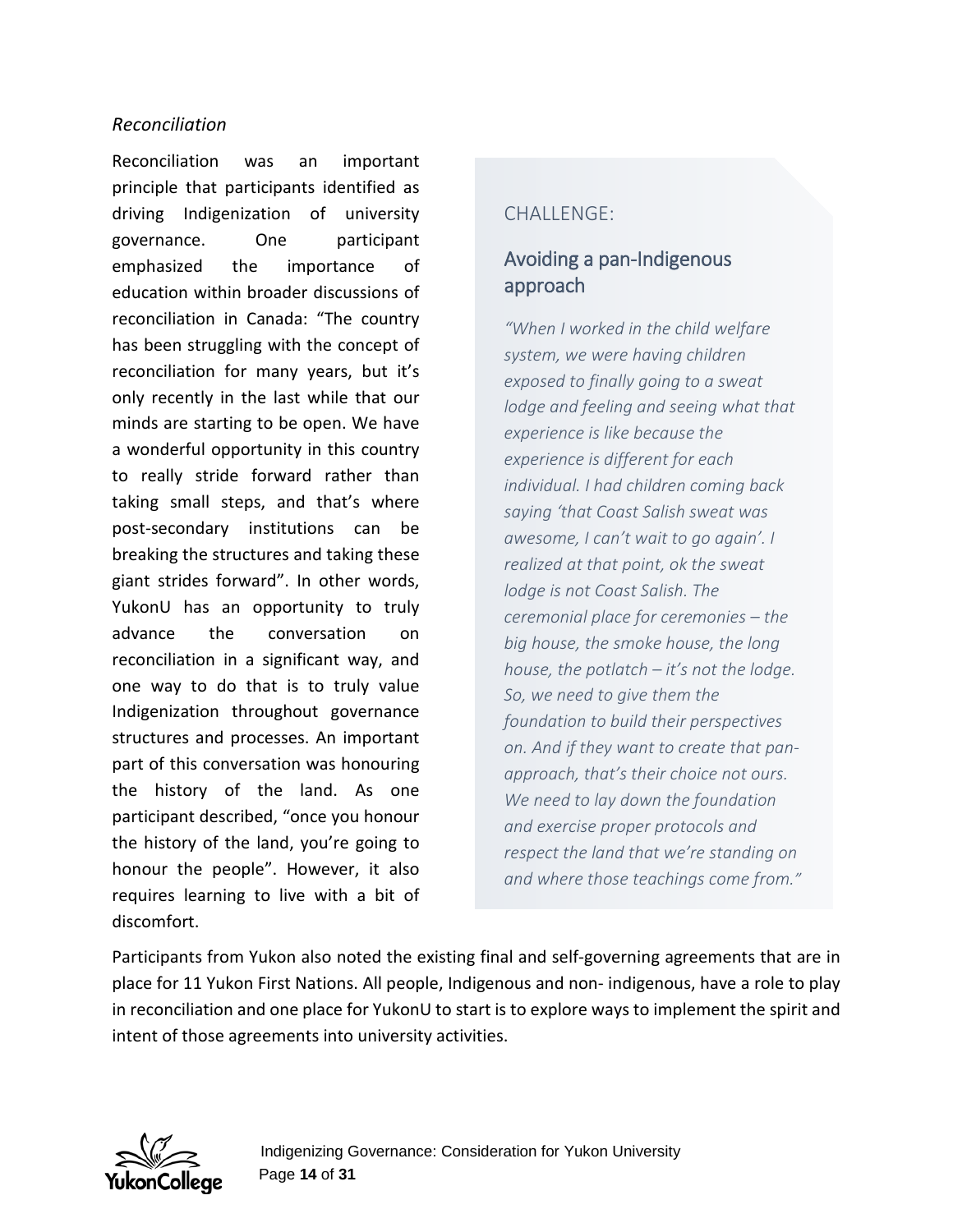*Reconciliation*

Reconciliation was an important principle that participants identified as driving Indigenization of university governance. One participant emphasized the importance of education within broader discussions of reconciliation in Canada: "The country has been struggling with the concept of reconciliation for many years, but it's only recently in the last while that our minds are starting to be open. We have a wonderful opportunity in this country to really stride forward rather than taking small steps, and that's where post-secondary institutions can be breaking the structures and taking these giant strides forward". In other words, YukonU has an opportunity to truly advance the conversation on reconciliation in a significant way, and one way to do that is to truly value Indigenization throughout governance structures and processes. An important part of this conversation was honouring the history of the land. As one participant described, "once you honour the history of the land, you're going to honour the people". However, it also requires learning to live with a bit of discomfort.

CHALLENGE:

### Avoiding a pan-Indigenous approach

*"When I worked in the child welfare system, we were having children exposed to finally going to a sweat lodge and feeling and seeing what that experience is like because the experience is different for each individual. I had children coming back saying 'that Coast Salish sweat was awesome, I can't wait to go again'. I realized at that point, ok the sweat lodge is not Coast Salish. The ceremonial place for ceremonies – the big house, the smoke house, the long house, the potlatch – it's not the lodge. So, we need to give them the foundation to build their perspectives on. And if they want to create that pan-approach, that's their choice not ours. We need to lay down the foundation and exercise proper protocols and respect the land that we're standing on and where those teachings come from."*

Participants from Yukon also noted the existing final and self-governing agreements that are in place for 11 Yukon First Nations. All people, Indigenous and non- indigenous, have a role to play in reconciliation and one place for YukonU to start is to explore ways to implement the spirit and intent of those agreements into university activities.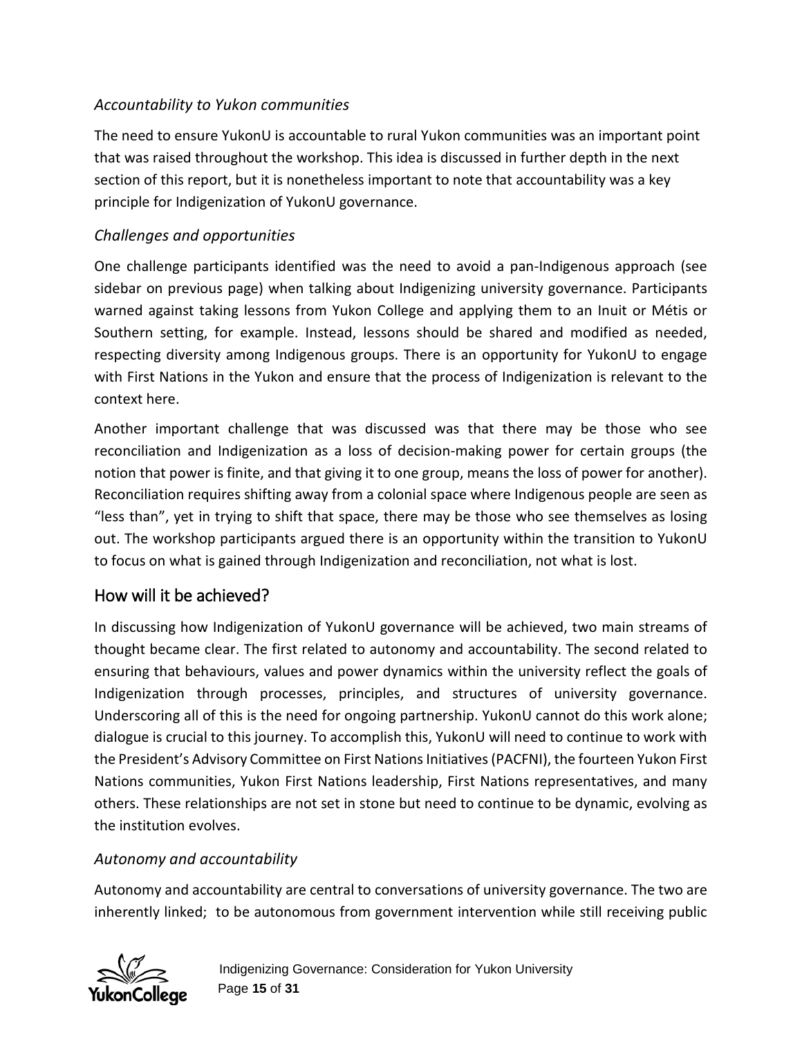### *Accountability to Yukon communities*

The need to ensure YukonU is accountable to rural Yukon communities was an important point that was raised throughout the workshop. This idea is discussed in further depth in the next section of this report, but it is nonetheless important to note that accountability was a key principle for Indigenization of YukonU governance.

### *Challenges and opportunities*

One challenge participants identified was the need to avoid a pan-Indigenous approach (see sidebar on previous page) when talking about Indigenizing university governance. Participants warned against taking lessons from Yukon College and applying them to an Inuit or Métis or Southern setting, for example. Instead, lessons should be shared and modified as needed, respecting diversity among Indigenous groups. There is an opportunity for YukonU to engage with First Nations in the Yukon and ensure that the process of Indigenization is relevant to the context here.

Another important challenge that was discussed was that there may be those who see reconciliation and Indigenization as a loss of decision-making power for certain groups (the notion that power is finite, and that giving it to one group, means the loss of power for another). Reconciliation requires shifting away from a colonial space where Indigenous people are seen as "less than", yet in trying to shift that space, there may be those who see themselves as losing out. The workshop participants argued there is an opportunity within the transition to YukonU to focus on what is gained through Indigenization and reconciliation, not what is lost.

## How will it be achieved?

In discussing how Indigenization of YukonU governance will be achieved, two main streams of thought became clear. The first related to autonomy and accountability. The second related to ensuring that behaviours, values and power dynamics within the university reflect the goals of Indigenization through processes, principles, and structures of university governance. Underscoring all of this is the need for ongoing partnership. YukonU cannot do this work alone; dialogue is crucial to this journey. To accomplish this, YukonU will need to continue to work with the President's Advisory Committee on First Nations Initiatives (PACFNI), the fourteen Yukon First Nations communities, Yukon First Nations leadership, First Nations representatives, and many others. These relationships are not set in stone but need to continue to be dynamic, evolving as the institution evolves.

### *Autonomy and accountability*

Autonomy and accountability are central to conversations of university governance. The two are inherently linked; to be autonomous from government intervention while still receiving public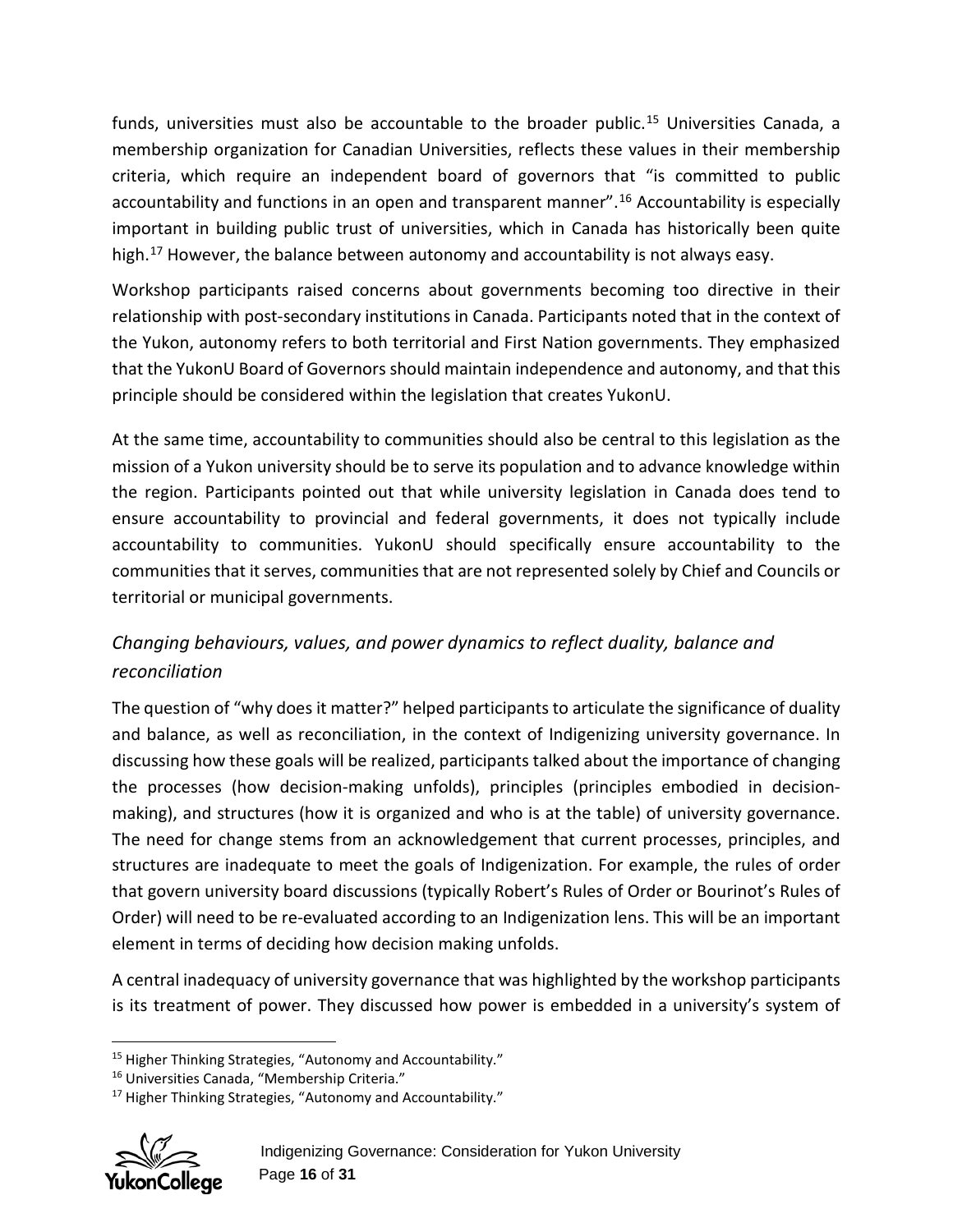funds, universities must also be accountable to the broader public.[15] Universities Canada, a membership organization for Canadian Universities, reflects these values in their membership criteria, which require an independent board of governors that "is committed to public accountability and functions in an open and transparent manner".[16] Accountability is especially important in building public trust of universities, which in Canada has historically been quite high.[17] However, the balance between autonomy and accountability is not always easy.

Workshop participants raised concerns about governments becoming too directive in their relationship with post-secondary institutions in Canada. Participants noted that in the context of the Yukon, autonomy refers to both territorial and First Nation governments. They emphasized that the YukonU Board of Governors should maintain independence and autonomy, and that this principle should be considered within the legislation that creates YukonU.

At the same time, accountability to communities should also be central to this legislation as the mission of a Yukon university should be to serve its population and to advance knowledge within the region. Participants pointed out that while university legislation in Canada does tend to ensure accountability to provincial and federal governments, it does not typically include accountability to communities. YukonU should specifically ensure accountability to the communities that it serves, communities that are not represented solely by Chief and Councils or territorial or municipal governments.

### *Changing behaviours, values, and power dynamics to reflect duality, balance and reconciliation*

The question of "why does it matter?" helped participants to articulate the significance of duality and balance, as well as reconciliation, in the context of Indigenizing university governance. In discussing how these goals will be realized, participants talked about the importance of changing the processes (how decision-making unfolds), principles (principles embodied in decision-making), and structures (how it is organized and who is at the table) of university governance. The need for change stems from an acknowledgement that current processes, principles, and structures are inadequate to meet the goals of Indigenization. For example, the rules of order that govern university board discussions (typically Robert's Rules of Order or Bourinot's Rules of Order) will need to be re-evaluated according to an Indigenization lens. This will be an important element in terms of deciding how decision making unfolds.

A central inadequacy of university governance that was highlighted by the workshop participants is its treatment of power. They discussed how power is embedded in a university's system of

---

[15] Higher Thinking Strategies, "Autonomy and Accountability."

[16] Universities Canada, "Membership Criteria."

[17] Higher Thinking Strategies, "Autonomy and Accountability."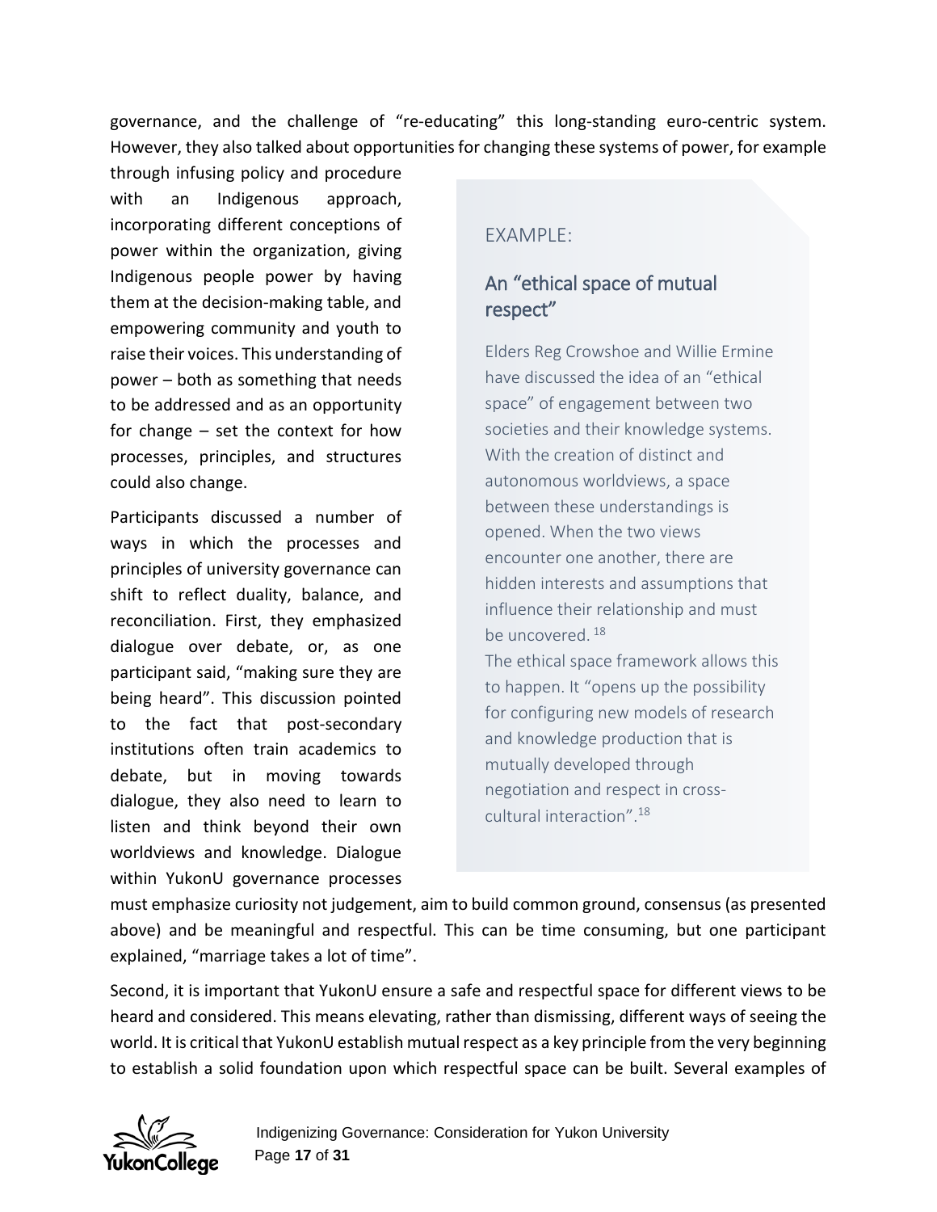governance, and the challenge of "re-educating" this long-standing euro-centric system. However, they also talked about opportunities for changing these systems of power, for example through infusing policy and procedure with an Indigenous approach, incorporating different conceptions of power within the organization, giving Indigenous people power by having them at the decision-making table, and empowering community and youth to raise their voices. This understanding of power – both as something that needs to be addressed and as an opportunity for change – set the context for how processes, principles, and structures could also change.

Participants discussed a number of ways in which the processes and principles of university governance can shift to reflect duality, balance, and reconciliation. First, they emphasized dialogue over debate, or, as one participant said, "making sure they are being heard". This discussion pointed to the fact that post-secondary institutions often train academics to debate, but in moving towards dialogue, they also need to learn to listen and think beyond their own worldviews and knowledge. Dialogue within YukonU governance processes must emphasize curiosity not judgement, aim to build common ground, consensus (as presented above) and be meaningful and respectful. This can be time consuming, but one participant explained, "marriage takes a lot of time".

> EXAMPLE:
>
> ### An "ethical space of mutual respect"
>
> Elders Reg Crowshoe and Willie Ermine have discussed the idea of an "ethical space" of engagement between two societies and their knowledge systems. With the creation of distinct and autonomous worldviews, a space between these understandings is opened. When the two views encounter one another, there are hidden interests and assumptions that influence their relationship and must be uncovered. [18]
>
> The ethical space framework allows this to happen. It "opens up the possibility for configuring new models of research and knowledge production that is mutually developed through negotiation and respect in cross-cultural interaction".[18]

Second, it is important that YukonU ensure a safe and respectful space for different views to be heard and considered. This means elevating, rather than dismissing, different ways of seeing the world. It is critical that YukonU establish mutual respect as a key principle from the very beginning to establish a solid foundation upon which respectful space can be built. Several examples of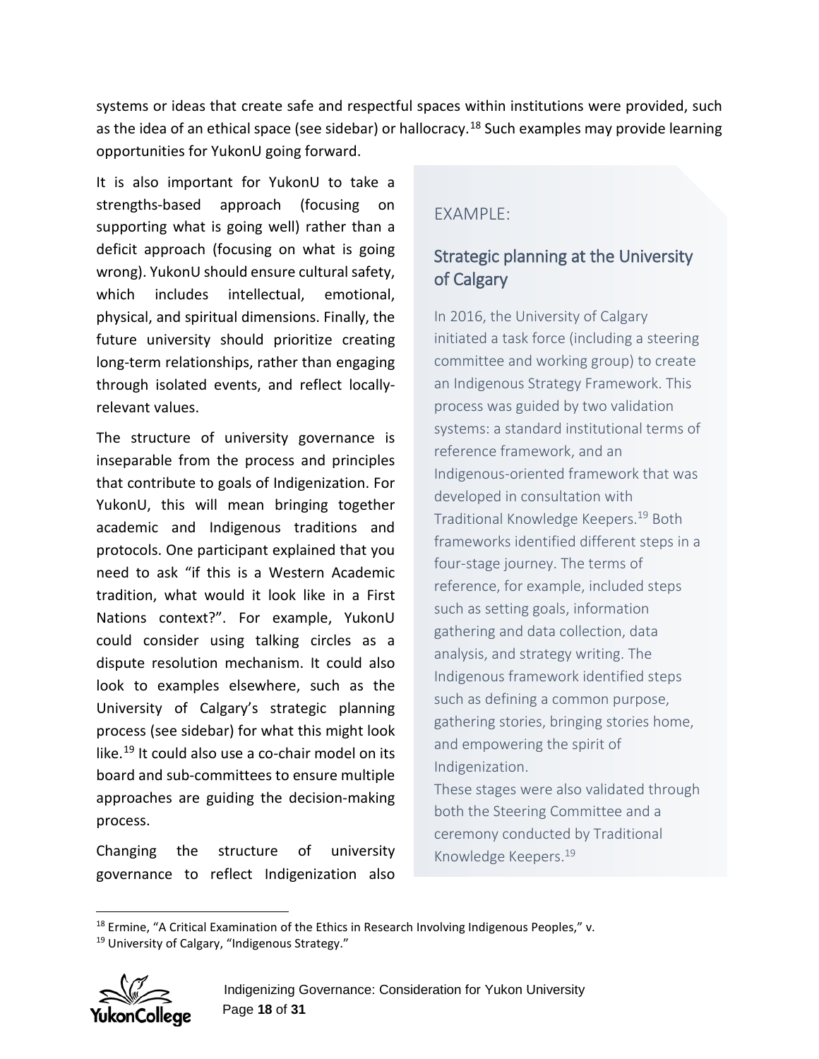systems or ideas that create safe and respectful spaces within institutions were provided, such as the idea of an ethical space (see sidebar) or hallocracy.[18] Such examples may provide learning opportunities for YukonU going forward.

It is also important for YukonU to take a strengths-based approach (focusing on supporting what is going well) rather than a deficit approach (focusing on what is going wrong). YukonU should ensure cultural safety, which includes intellectual, emotional, physical, and spiritual dimensions. Finally, the future university should prioritize creating long-term relationships, rather than engaging through isolated events, and reflect locally-relevant values.

The structure of university governance is inseparable from the process and principles that contribute to goals of Indigenization. For YukonU, this will mean bringing together academic and Indigenous traditions and protocols. One participant explained that you need to ask "if this is a Western Academic tradition, what would it look like in a First Nations context?". For example, YukonU could consider using talking circles as a dispute resolution mechanism. It could also look to examples elsewhere, such as the University of Calgary's strategic planning process (see sidebar) for what this might look like.[19] It could also use a co-chair model on its board and sub-committees to ensure multiple approaches are guiding the decision-making process.

Changing the structure of university governance to reflect Indigenization also

EXAMPLE:

### Strategic planning at the University of Calgary

In 2016, the University of Calgary initiated a task force (including a steering committee and working group) to create an Indigenous Strategy Framework. This process was guided by two validation systems: a standard institutional terms of reference framework, and an Indigenous-oriented framework that was developed in consultation with Traditional Knowledge Keepers.[19] Both frameworks identified different steps in a four-stage journey. The terms of reference, for example, included steps such as setting goals, information gathering and data collection, data analysis, and strategy writing. The Indigenous framework identified steps such as defining a common purpose, gathering stories, bringing stories home, and empowering the spirit of Indigenization.
These stages were also validated through both the Steering Committee and a ceremony conducted by Traditional Knowledge Keepers.[19]

[18] Ermine, "A Critical Examination of the Ethics in Research Involving Indigenous Peoples," v.
[19] University of Calgary, "Indigenous Strategy."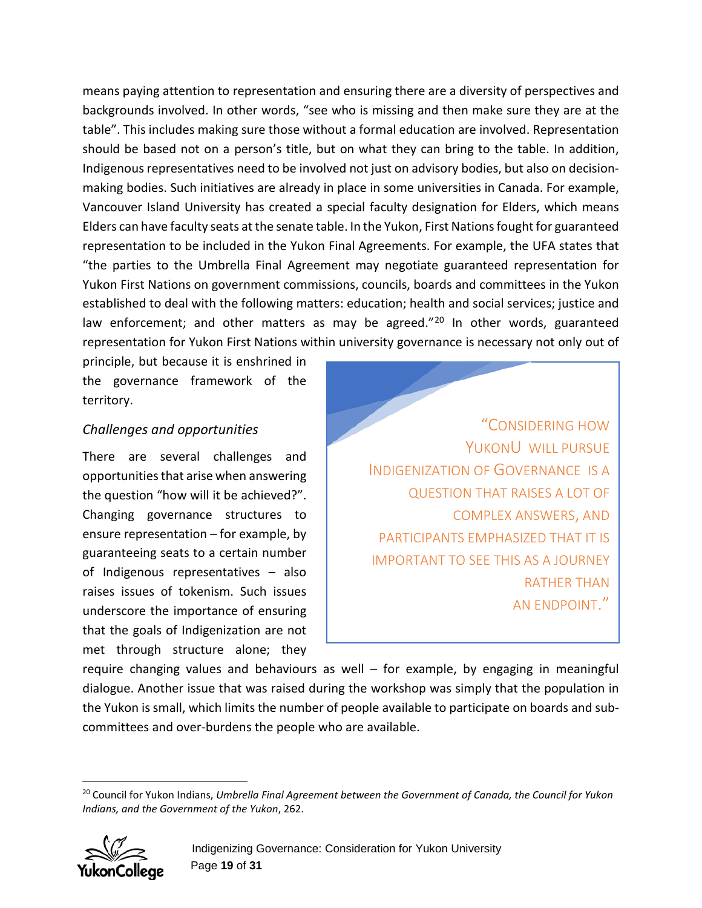means paying attention to representation and ensuring there are a diversity of perspectives and backgrounds involved. In other words, "see who is missing and then make sure they are at the table". This includes making sure those without a formal education are involved. Representation should be based not on a person's title, but on what they can bring to the table. In addition, Indigenous representatives need to be involved not just on advisory bodies, but also on decision-making bodies. Such initiatives are already in place in some universities in Canada. For example, Vancouver Island University has created a special faculty designation for Elders, which means Elders can have faculty seats at the senate table. In the Yukon, First Nations fought for guaranteed representation to be included in the Yukon Final Agreements. For example, the UFA states that "the parties to the Umbrella Final Agreement may negotiate guaranteed representation for Yukon First Nations on government commissions, councils, boards and committees in the Yukon established to deal with the following matters: education; health and social services; justice and law enforcement; and other matters as may be agreed."[20] In other words, guaranteed representation for Yukon First Nations within university governance is necessary not only out of principle, but because it is enshrined in the governance framework of the territory.

> "Considering how YukonU will pursue Indigenization of Governance is a question that raises a lot of complex answers, and participants emphasized that it is important to see this as a journey rather than an endpoint."

*Challenges and opportunities*

There are several challenges and opportunities that arise when answering the question "how will it be achieved?". Changing governance structures to ensure representation – for example, by guaranteeing seats to a certain number of Indigenous representatives – also raises issues of tokenism. Such issues underscore the importance of ensuring that the goals of Indigenization are not met through structure alone; they require changing values and behaviours as well – for example, by engaging in meaningful dialogue. Another issue that was raised during the workshop was simply that the population in the Yukon is small, which limits the number of people available to participate on boards and sub-committees and over-burdens the people who are available.

---

[20] Council for Yukon Indians, *Umbrella Final Agreement between the Government of Canada, the Council for Yukon Indians, and the Government of the Yukon*, 262.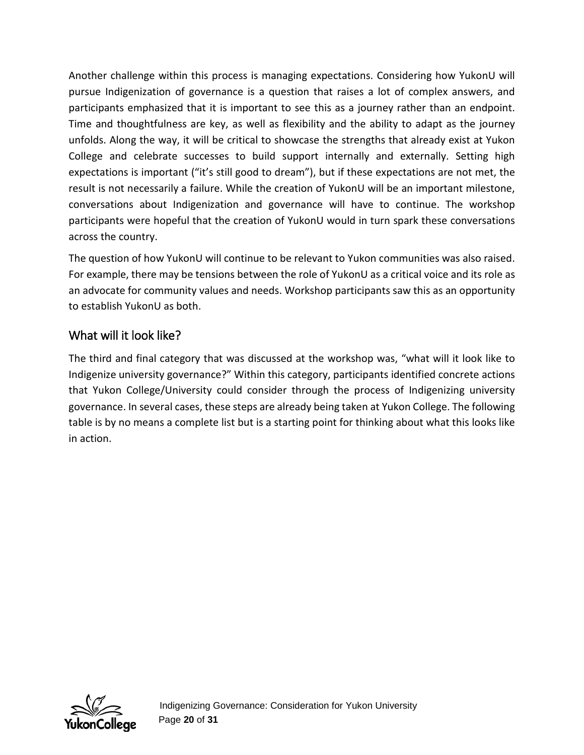Another challenge within this process is managing expectations. Considering how YukonU will pursue Indigenization of governance is a question that raises a lot of complex answers, and participants emphasized that it is important to see this as a journey rather than an endpoint. Time and thoughtfulness are key, as well as flexibility and the ability to adapt as the journey unfolds. Along the way, it will be critical to showcase the strengths that already exist at Yukon College and celebrate successes to build support internally and externally. Setting high expectations is important ("it's still good to dream"), but if these expectations are not met, the result is not necessarily a failure. While the creation of YukonU will be an important milestone, conversations about Indigenization and governance will have to continue. The workshop participants were hopeful that the creation of YukonU would in turn spark these conversations across the country.

The question of how YukonU will continue to be relevant to Yukon communities was also raised. For example, there may be tensions between the role of YukonU as a critical voice and its role as an advocate for community values and needs. Workshop participants saw this as an opportunity to establish YukonU as both.

## What will it look like?

The third and final category that was discussed at the workshop was, "what will it look like to Indigenize university governance?" Within this category, participants identified concrete actions that Yukon College/University could consider through the process of Indigenizing university governance. In several cases, these steps are already being taken at Yukon College. The following table is by no means a complete list but is a starting point for thinking about what this looks like in action.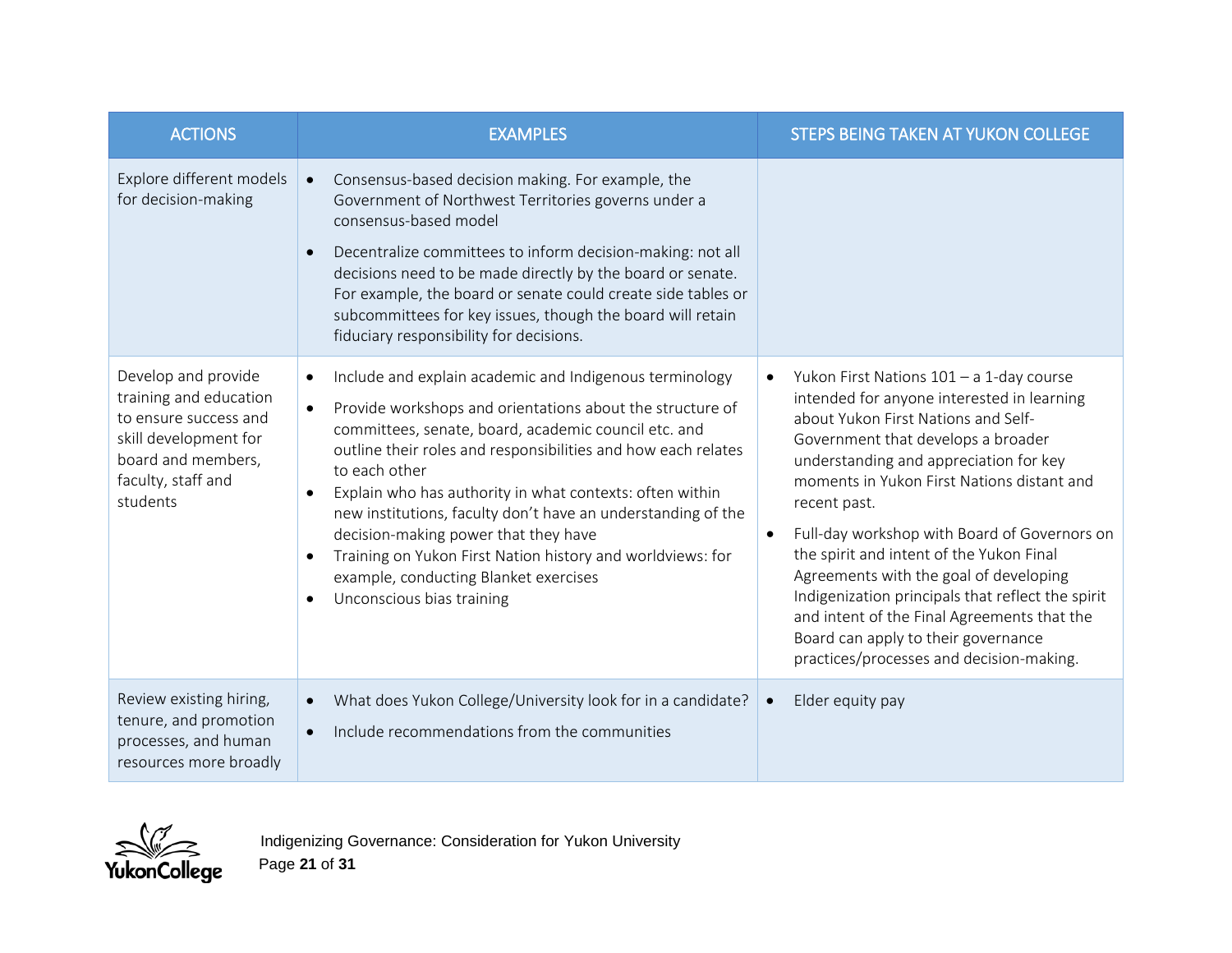| ACTIONS | EXAMPLES | STEPS BEING TAKEN AT YUKON COLLEGE |
|---|---|---|
| Explore different models for decision-making | • Consensus-based decision making. For example, the Government of Northwest Territories governs under a consensus-based model<br>• Decentralize committees to inform decision-making: not all decisions need to be made directly by the board or senate. For example, the board or senate could create side tables or subcommittees for key issues, though the board will retain fiduciary responsibility for decisions. | |
| Develop and provide training and education to ensure success and skill development for board and members, faculty, staff and students | • Include and explain academic and Indigenous terminology<br>• Provide workshops and orientations about the structure of committees, senate, board, academic council etc. and outline their roles and responsibilities and how each relates to each other<br>• Explain who has authority in what contexts: often within new institutions, faculty don't have an understanding of the decision-making power that they have<br>• Training on Yukon First Nation history and worldviews: for example, conducting Blanket exercises<br>• Unconscious bias training | • Yukon First Nations 101 – a 1-day course intended for anyone interested in learning about Yukon First Nations and Self-Government that develops a broader understanding and appreciation for key moments in Yukon First Nations distant and recent past.<br>• Full-day workshop with Board of Governors on the spirit and intent of the Yukon Final Agreements with the goal of developing Indigenization principals that reflect the spirit and intent of the Final Agreements that the Board can apply to their governance practices/processes and decision-making. |
| Review existing hiring, tenure, and promotion processes, and human resources more broadly | • What does Yukon College/University look for in a candidate?<br>• Include recommendations from the communities | • Elder equity pay |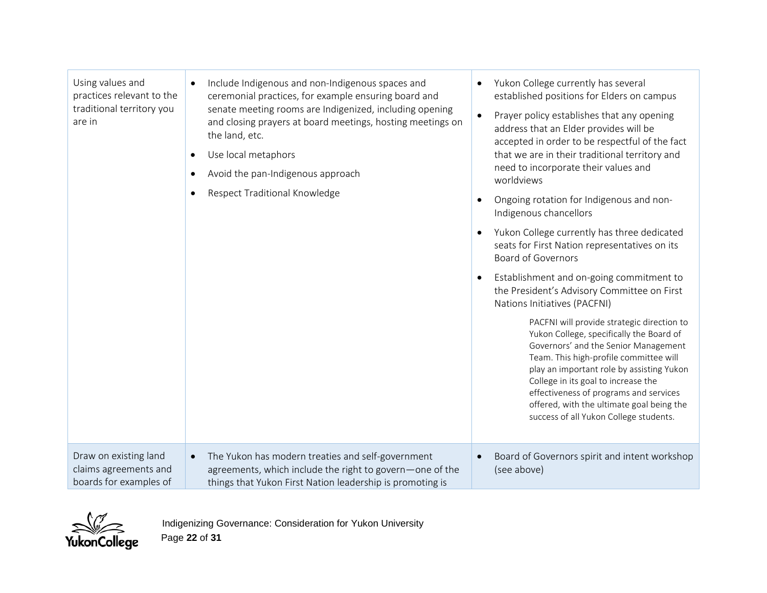| | | |
|---|---|---|
| Using values and practices relevant to the traditional territory you are in | • Include Indigenous and non-Indigenous spaces and ceremonial practices, for example ensuring board and senate meeting rooms are Indigenized, including opening and closing prayers at board meetings, hosting meetings on the land, etc.<br>• Use local metaphors<br>• Avoid the pan-Indigenous approach<br>• Respect Traditional Knowledge | • Yukon College currently has several established positions for Elders on campus<br>• Prayer policy establishes that any opening address that an Elder provides will be accepted in order to be respectful of the fact that we are in their traditional territory and need to incorporate their values and worldviews<br>• Ongoing rotation for Indigenous and non-Indigenous chancellors<br>• Yukon College currently has three dedicated seats for First Nation representatives on its Board of Governors<br>• Establishment and on-going commitment to the President's Advisory Committee on First Nations Initiatives (PACFNI)<br><br>PACFNI will provide strategic direction to Yukon College, specifically the Board of Governors' and the Senior Management Team. This high-profile committee will play an important role by assisting Yukon College in its goal to increase the effectiveness of programs and services offered, with the ultimate goal being the success of all Yukon College students. |
| Draw on existing land claims agreements and boards for examples of | • The Yukon has modern treaties and self-government agreements, which include the right to govern—one of the things that Yukon First Nation leadership is promoting is | • Board of Governors spirit and intent workshop (see above) |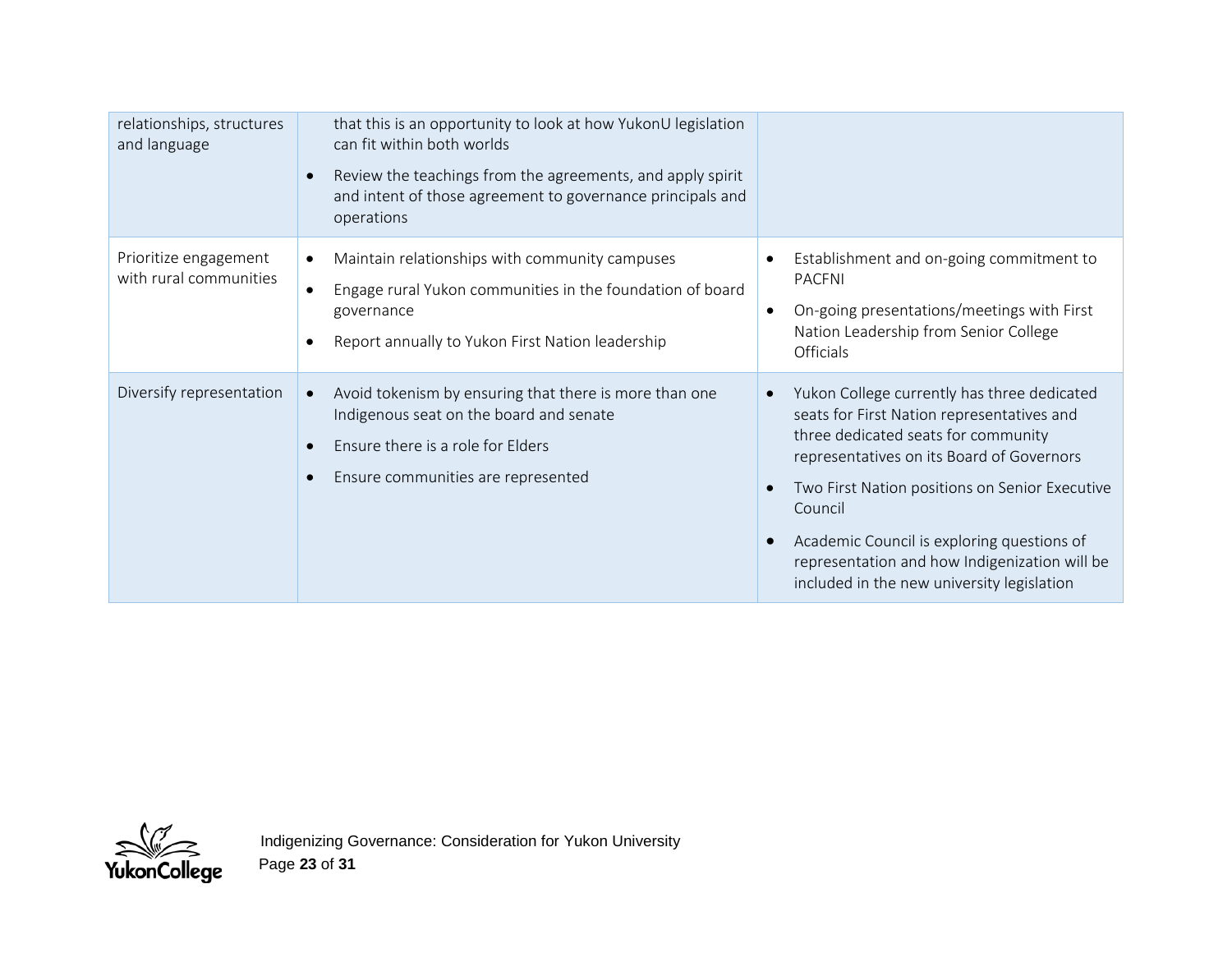| | | |
|---|---|---|
| relationships, structures and language | that this is an opportunity to look at how YukonU legislation can fit within both worlds<br>• Review the teachings from the agreements, and apply spirit and intent of those agreement to governance principals and operations | |
| Prioritize engagement with rural communities | • Maintain relationships with community campuses<br>• Engage rural Yukon communities in the foundation of board governance<br>• Report annually to Yukon First Nation leadership | • Establishment and on-going commitment to PACFNI<br>• On-going presentations/meetings with First Nation Leadership from Senior College Officials |
| Diversify representation | • Avoid tokenism by ensuring that there is more than one Indigenous seat on the board and senate<br>• Ensure there is a role for Elders<br>• Ensure communities are represented | • Yukon College currently has three dedicated seats for First Nation representatives and three dedicated seats for community representatives on its Board of Governors<br>• Two First Nation positions on Senior Executive Council<br>• Academic Council is exploring questions of representation and how Indigenization will be included in the new university legislation |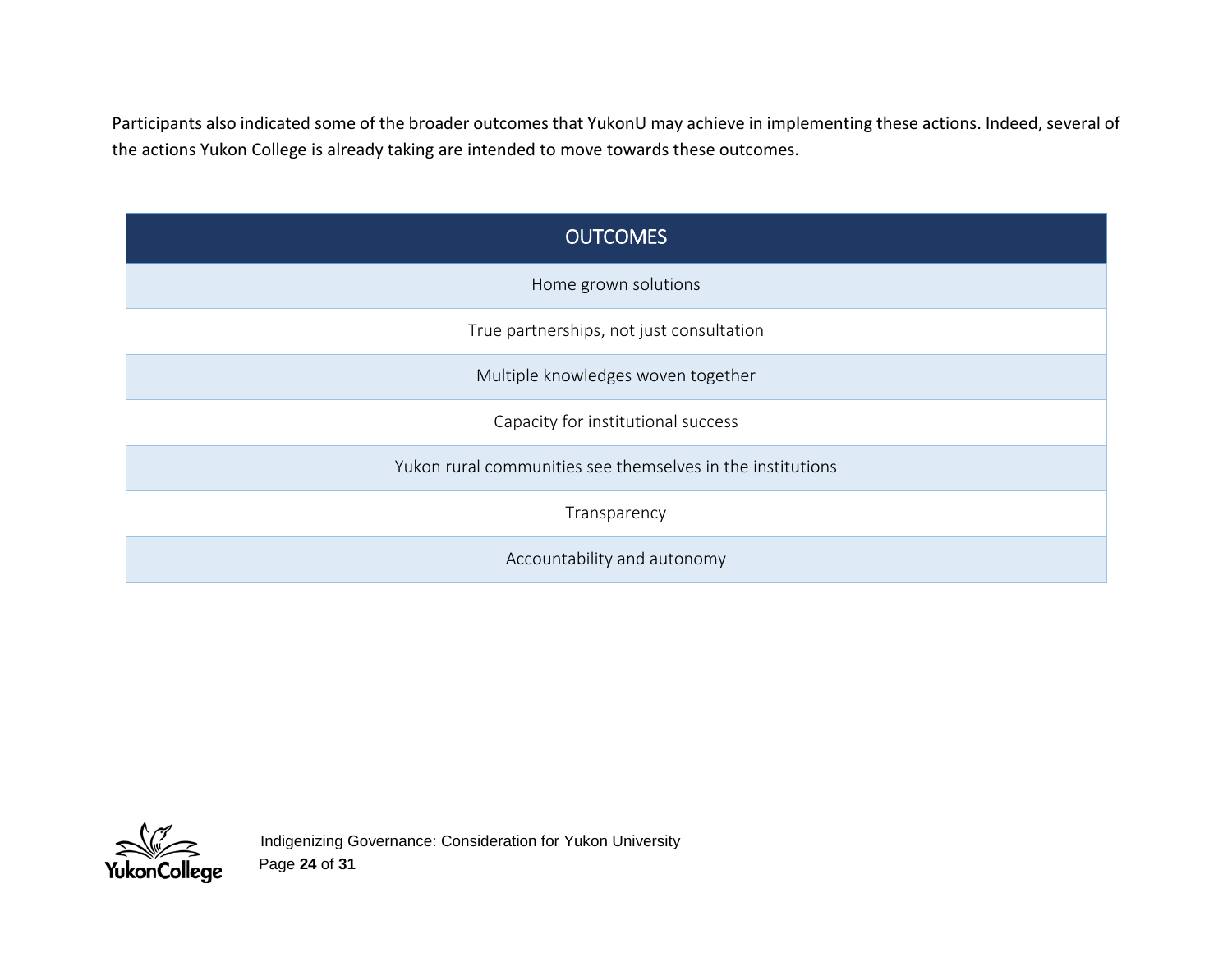Participants also indicated some of the broader outcomes that YukonU may achieve in implementing these actions. Indeed, several of the actions Yukon College is already taking are intended to move towards these outcomes.

| OUTCOMES |
| --- |
| Home grown solutions |
| True partnerships, not just consultation |
| Multiple knowledges woven together |
| Capacity for institutional success |
| Yukon rural communities see themselves in the institutions |
| Transparency |
| Accountability and autonomy |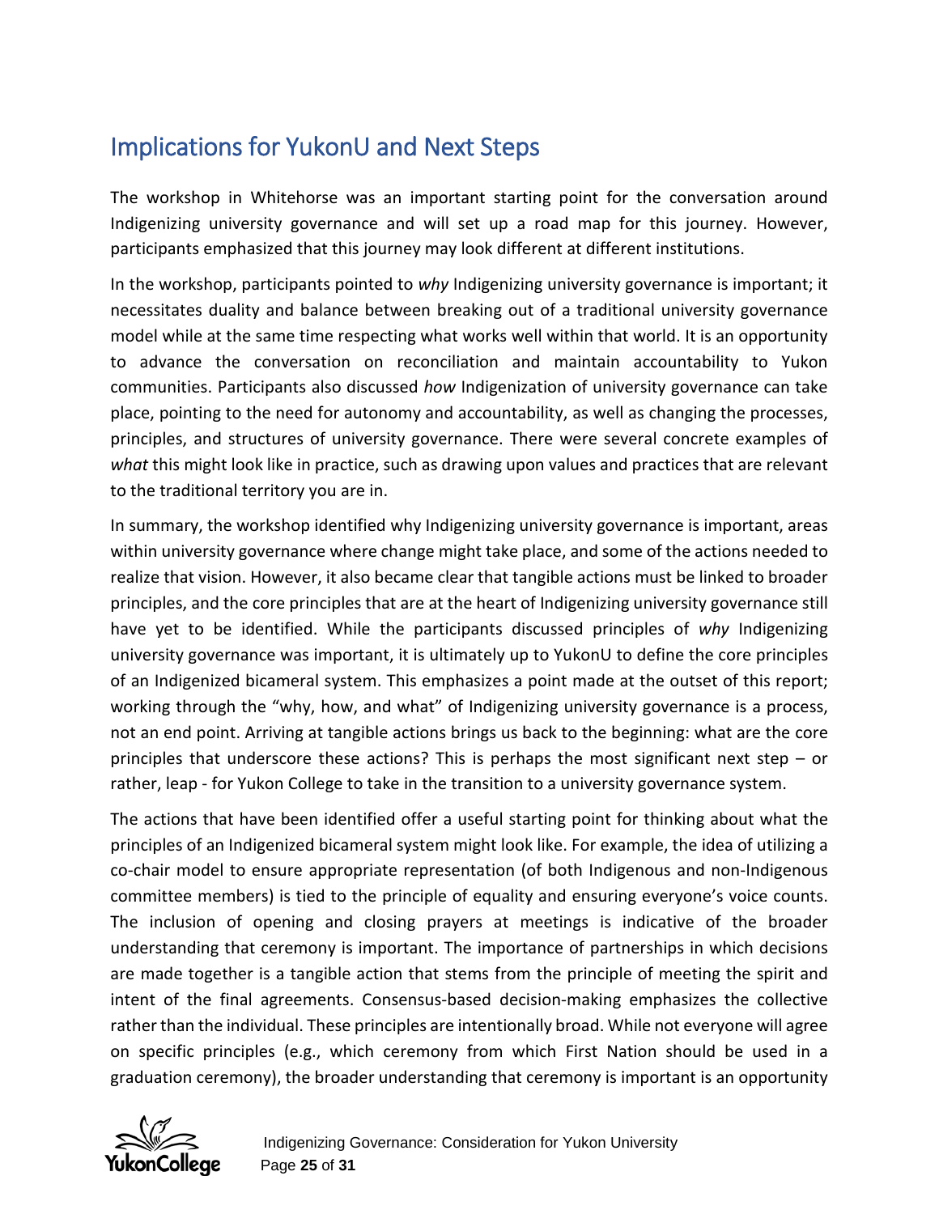## Implications for YukonU and Next Steps

The workshop in Whitehorse was an important starting point for the conversation around Indigenizing university governance and will set up a road map for this journey. However, participants emphasized that this journey may look different at different institutions.

In the workshop, participants pointed to *why* Indigenizing university governance is important; it necessitates duality and balance between breaking out of a traditional university governance model while at the same time respecting what works well within that world. It is an opportunity to advance the conversation on reconciliation and maintain accountability to Yukon communities. Participants also discussed *how* Indigenization of university governance can take place, pointing to the need for autonomy and accountability, as well as changing the processes, principles, and structures of university governance. There were several concrete examples of *what* this might look like in practice, such as drawing upon values and practices that are relevant to the traditional territory you are in.

In summary, the workshop identified why Indigenizing university governance is important, areas within university governance where change might take place, and some of the actions needed to realize that vision. However, it also became clear that tangible actions must be linked to broader principles, and the core principles that are at the heart of Indigenizing university governance still have yet to be identified. While the participants discussed principles of *why* Indigenizing university governance was important, it is ultimately up to YukonU to define the core principles of an Indigenized bicameral system. This emphasizes a point made at the outset of this report; working through the "why, how, and what" of Indigenizing university governance is a process, not an end point. Arriving at tangible actions brings us back to the beginning: what are the core principles that underscore these actions? This is perhaps the most significant next step – or rather, leap - for Yukon College to take in the transition to a university governance system.

The actions that have been identified offer a useful starting point for thinking about what the principles of an Indigenized bicameral system might look like. For example, the idea of utilizing a co-chair model to ensure appropriate representation (of both Indigenous and non-Indigenous committee members) is tied to the principle of equality and ensuring everyone's voice counts. The inclusion of opening and closing prayers at meetings is indicative of the broader understanding that ceremony is important. The importance of partnerships in which decisions are made together is a tangible action that stems from the principle of meeting the spirit and intent of the final agreements. Consensus-based decision-making emphasizes the collective rather than the individual. These principles are intentionally broad. While not everyone will agree on specific principles (e.g., which ceremony from which First Nation should be used in a graduation ceremony), the broader understanding that ceremony is important is an opportunity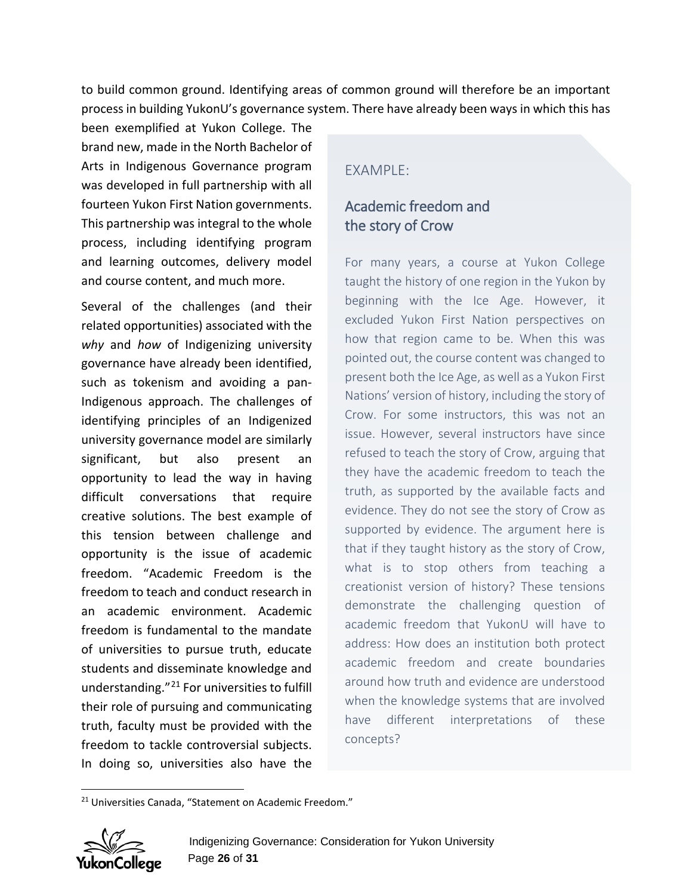to build common ground. Identifying areas of common ground will therefore be an important process in building YukonU's governance system. There have already been ways in which this has been exemplified at Yukon College. The brand new, made in the North Bachelor of Arts in Indigenous Governance program was developed in full partnership with all fourteen Yukon First Nation governments. This partnership was integral to the whole process, including identifying program and learning outcomes, delivery model and course content, and much more.

Several of the challenges (and their related opportunities) associated with the *why* and *how* of Indigenizing university governance have already been identified, such as tokenism and avoiding a pan-Indigenous approach. The challenges of identifying principles of an Indigenized university governance model are similarly significant, but also present an opportunity to lead the way in having difficult conversations that require creative solutions. The best example of this tension between challenge and opportunity is the issue of academic freedom. "Academic Freedom is the freedom to teach and conduct research in an academic environment. Academic freedom is fundamental to the mandate of universities to pursue truth, educate students and disseminate knowledge and understanding."[21] For universities to fulfill their role of pursuing and communicating truth, faculty must be provided with the freedom to tackle controversial subjects. In doing so, universities also have the

EXAMPLE:

### Academic freedom and the story of Crow

For many years, a course at Yukon College taught the history of one region in the Yukon by beginning with the Ice Age. However, it excluded Yukon First Nation perspectives on how that region came to be. When this was pointed out, the course content was changed to present both the Ice Age, as well as a Yukon First Nations' version of history, including the story of Crow. For some instructors, this was not an issue. However, several instructors have since refused to teach the story of Crow, arguing that they have the academic freedom to teach the truth, as supported by the available facts and evidence. They do not see the story of Crow as supported by evidence. The argument here is that if they taught history as the story of Crow, what is to stop others from teaching a creationist version of history? These tensions demonstrate the challenging question of academic freedom that YukonU will have to address: How does an institution both protect academic freedom and create boundaries around how truth and evidence are understood when the knowledge systems that are involved have different interpretations of these concepts?

[21] Universities Canada, "Statement on Academic Freedom."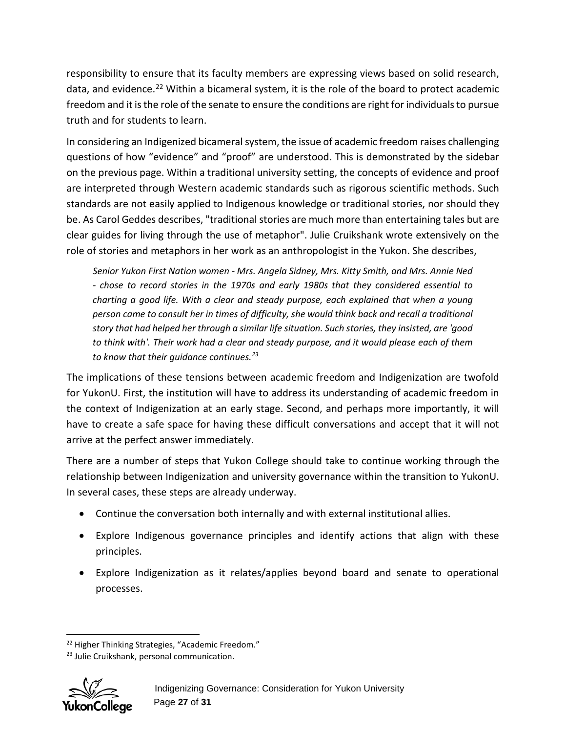responsibility to ensure that its faculty members are expressing views based on solid research, data, and evidence.[22] Within a bicameral system, it is the role of the board to protect academic freedom and it is the role of the senate to ensure the conditions are right for individuals to pursue truth and for students to learn.

In considering an Indigenized bicameral system, the issue of academic freedom raises challenging questions of how "evidence" and "proof" are understood. This is demonstrated by the sidebar on the previous page. Within a traditional university setting, the concepts of evidence and proof are interpreted through Western academic standards such as rigorous scientific methods. Such standards are not easily applied to Indigenous knowledge or traditional stories, nor should they be. As Carol Geddes describes, "traditional stories are much more than entertaining tales but are clear guides for living through the use of metaphor". Julie Cruikshank wrote extensively on the role of stories and metaphors in her work as an anthropologist in the Yukon. She describes,

> *Senior Yukon First Nation women - Mrs. Angela Sidney, Mrs. Kitty Smith, and Mrs. Annie Ned - chose to record stories in the 1970s and early 1980s that they considered essential to charting a good life. With a clear and steady purpose, each explained that when a young person came to consult her in times of difficulty, she would think back and recall a traditional story that had helped her through a similar life situation. Such stories, they insisted, are 'good to think with'. Their work had a clear and steady purpose, and it would please each of them to know that their guidance continues.*[23]

The implications of these tensions between academic freedom and Indigenization are twofold for YukonU. First, the institution will have to address its understanding of academic freedom in the context of Indigenization at an early stage. Second, and perhaps more importantly, it will have to create a safe space for having these difficult conversations and accept that it will not arrive at the perfect answer immediately.

There are a number of steps that Yukon College should take to continue working through the relationship between Indigenization and university governance within the transition to YukonU. In several cases, these steps are already underway.

- Continue the conversation both internally and with external institutional allies.
- Explore Indigenous governance principles and identify actions that align with these principles.
- Explore Indigenization as it relates/applies beyond board and senate to operational processes.

---

[22] Higher Thinking Strategies, "Academic Freedom."

[23] Julie Cruikshank, personal communication.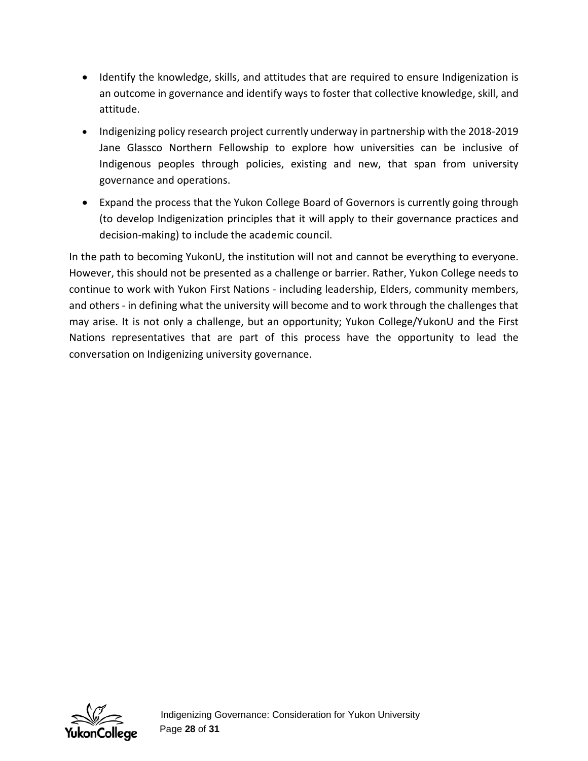- Identify the knowledge, skills, and attitudes that are required to ensure Indigenization is an outcome in governance and identify ways to foster that collective knowledge, skill, and attitude.
- Indigenizing policy research project currently underway in partnership with the 2018-2019 Jane Glassco Northern Fellowship to explore how universities can be inclusive of Indigenous peoples through policies, existing and new, that span from university governance and operations.
- Expand the process that the Yukon College Board of Governors is currently going through (to develop Indigenization principles that it will apply to their governance practices and decision-making) to include the academic council.

In the path to becoming YukonU, the institution will not and cannot be everything to everyone. However, this should not be presented as a challenge or barrier. Rather, Yukon College needs to continue to work with Yukon First Nations - including leadership, Elders, community members, and others - in defining what the university will become and to work through the challenges that may arise. It is not only a challenge, but an opportunity; Yukon College/YukonU and the First Nations representatives that are part of this process have the opportunity to lead the conversation on Indigenizing university governance.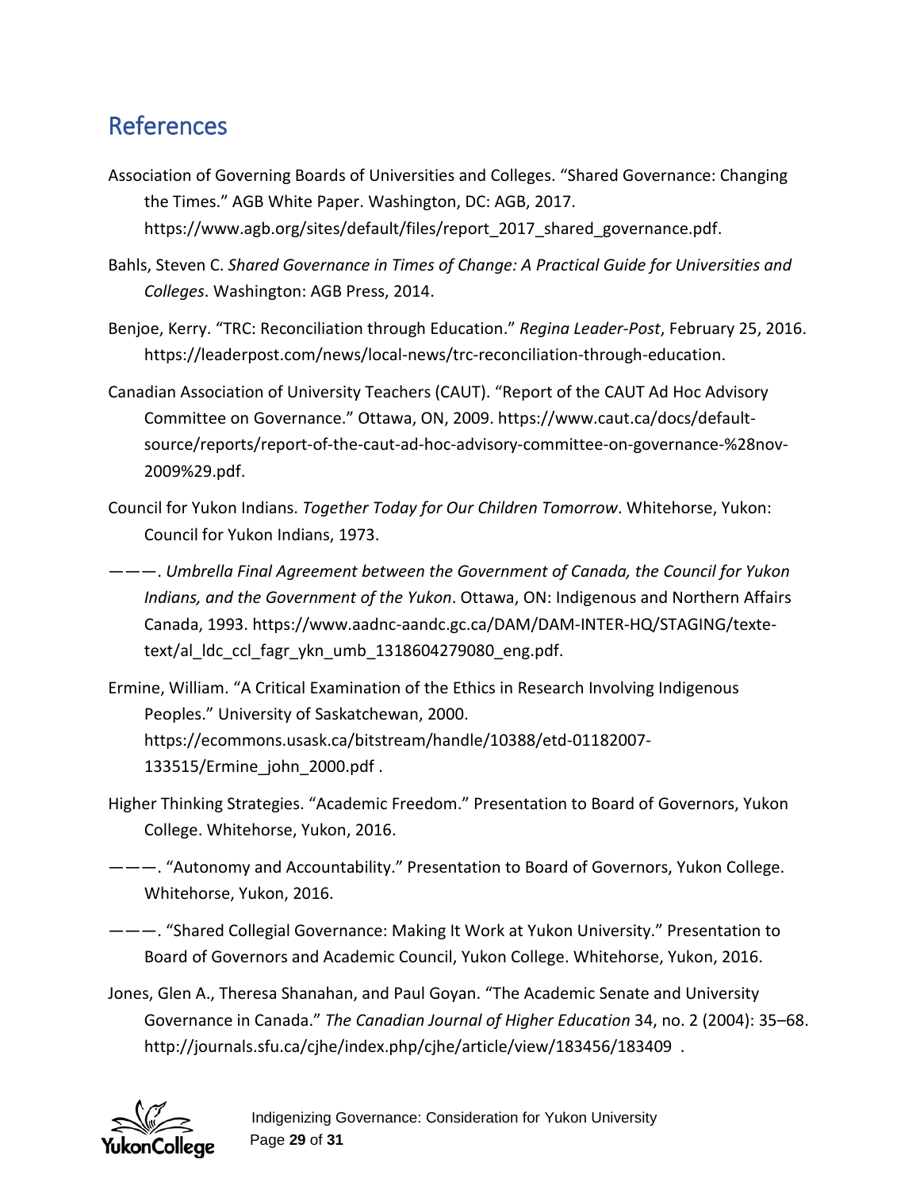## References

Association of Governing Boards of Universities and Colleges. "Shared Governance: Changing the Times." AGB White Paper. Washington, DC: AGB, 2017. https://www.agb.org/sites/default/files/report_2017_shared_governance.pdf.

Bahls, Steven C. *Shared Governance in Times of Change: A Practical Guide for Universities and Colleges*. Washington: AGB Press, 2014.

Benjoe, Kerry. "TRC: Reconciliation through Education." *Regina Leader-Post*, February 25, 2016. https://leaderpost.com/news/local-news/trc-reconciliation-through-education.

Canadian Association of University Teachers (CAUT). "Report of the CAUT Ad Hoc Advisory Committee on Governance." Ottawa, ON, 2009. https://www.caut.ca/docs/default-source/reports/report-of-the-caut-ad-hoc-advisory-committee-on-governance-%28nov-2009%29.pdf.

Council for Yukon Indians. *Together Today for Our Children Tomorrow*. Whitehorse, Yukon: Council for Yukon Indians, 1973.

———. *Umbrella Final Agreement between the Government of Canada, the Council for Yukon Indians, and the Government of the Yukon*. Ottawa, ON: Indigenous and Northern Affairs Canada, 1993. https://www.aadnc-aandc.gc.ca/DAM/DAM-INTER-HQ/STAGING/texte-text/al_ldc_ccl_fagr_ykn_umb_1318604279080_eng.pdf.

Ermine, William. "A Critical Examination of the Ethics in Research Involving Indigenous Peoples." University of Saskatchewan, 2000. https://ecommons.usask.ca/bitstream/handle/10388/etd-01182007-133515/Ermine_john_2000.pdf .

Higher Thinking Strategies. "Academic Freedom." Presentation to Board of Governors, Yukon College. Whitehorse, Yukon, 2016.

———. "Autonomy and Accountability." Presentation to Board of Governors, Yukon College. Whitehorse, Yukon, 2016.

———. "Shared Collegial Governance: Making It Work at Yukon University." Presentation to Board of Governors and Academic Council, Yukon College. Whitehorse, Yukon, 2016.

Jones, Glen A., Theresa Shanahan, and Paul Goyan. "The Academic Senate and University Governance in Canada." *The Canadian Journal of Higher Education* 34, no. 2 (2004): 35–68. http://journals.sfu.ca/cjhe/index.php/cjhe/article/view/183456/183409 .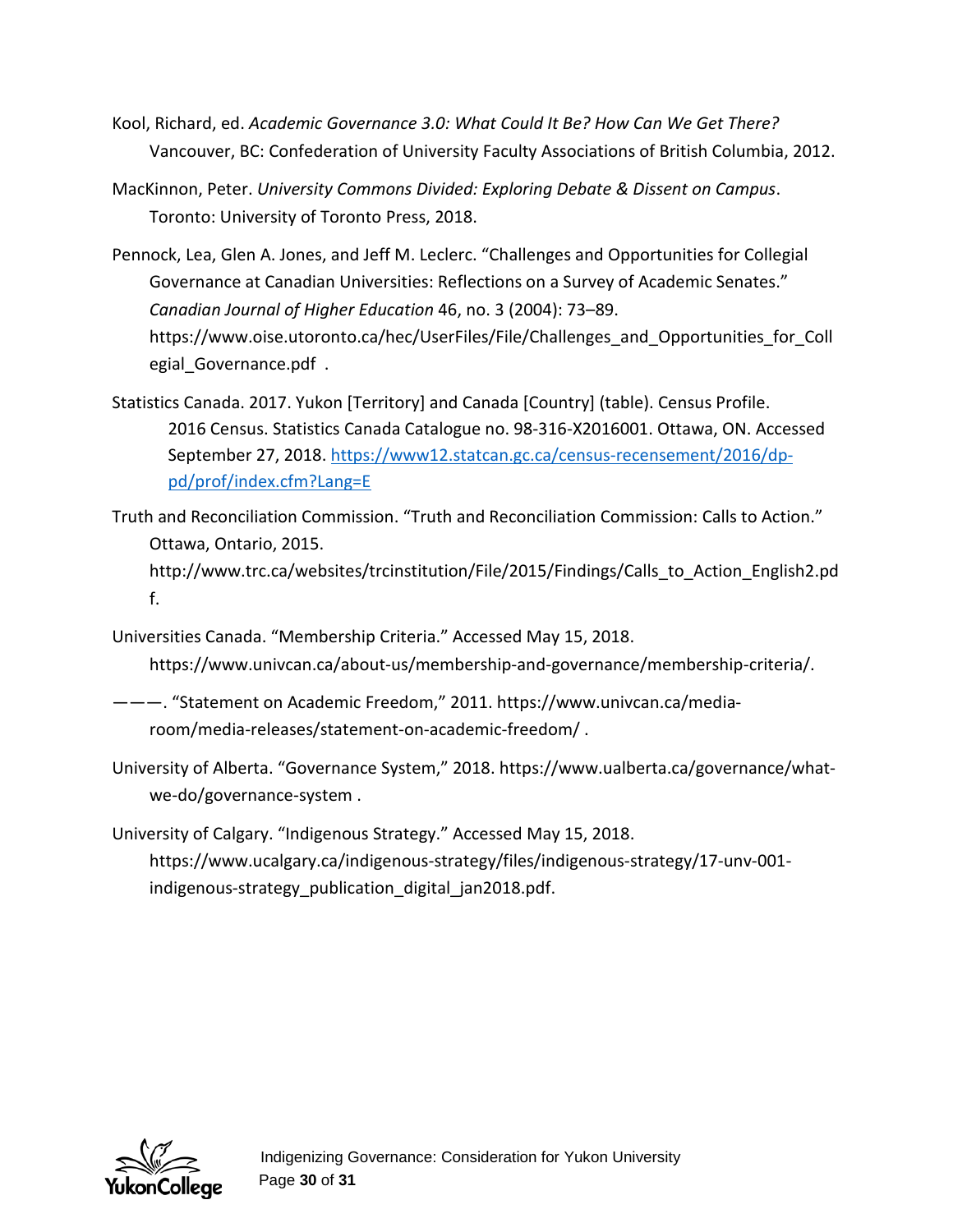Kool, Richard, ed. *Academic Governance 3.0: What Could It Be? How Can We Get There?* Vancouver, BC: Confederation of University Faculty Associations of British Columbia, 2012.

MacKinnon, Peter. *University Commons Divided: Exploring Debate & Dissent on Campus*. Toronto: University of Toronto Press, 2018.

Pennock, Lea, Glen A. Jones, and Jeff M. Leclerc. "Challenges and Opportunities for Collegial Governance at Canadian Universities: Reflections on a Survey of Academic Senates." *Canadian Journal of Higher Education* 46, no. 3 (2004): 73–89. https://www.oise.utoronto.ca/hec/UserFiles/File/Challenges_and_Opportunities_for_Collegial_Governance.pdf .

Statistics Canada. 2017. Yukon [Territory] and Canada [Country] (table). Census Profile. 2016 Census. Statistics Canada Catalogue no. 98-316-X2016001. Ottawa, ON. Accessed September 27, 2018. https://www12.statcan.gc.ca/census-recensement/2016/dp-pd/prof/index.cfm?Lang=E

Truth and Reconciliation Commission. "Truth and Reconciliation Commission: Calls to Action." Ottawa, Ontario, 2015. http://www.trc.ca/websites/trcinstitution/File/2015/Findings/Calls_to_Action_English2.pdf.

Universities Canada. "Membership Criteria." Accessed May 15, 2018. https://www.univcan.ca/about-us/membership-and-governance/membership-criteria/.

———. "Statement on Academic Freedom," 2011. https://www.univcan.ca/media-room/media-releases/statement-on-academic-freedom/ .

University of Alberta. "Governance System," 2018. https://www.ualberta.ca/governance/what-we-do/governance-system .

University of Calgary. "Indigenous Strategy." Accessed May 15, 2018. https://www.ucalgary.ca/indigenous-strategy/files/indigenous-strategy/17-unv-001-indigenous-strategy_publication_digital_jan2018.pdf.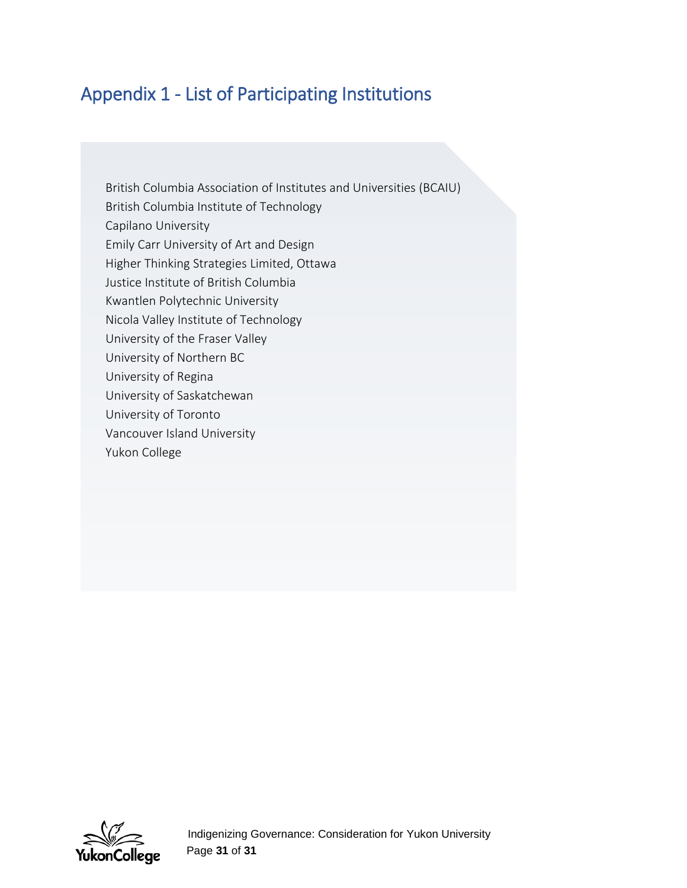## Appendix 1 - List of Participating Institutions

British Columbia Association of Institutes and Universities (BCAIU)
British Columbia Institute of Technology
Capilano University
Emily Carr University of Art and Design
Higher Thinking Strategies Limited, Ottawa
Justice Institute of British Columbia
Kwantlen Polytechnic University
Nicola Valley Institute of Technology
University of the Fraser Valley
University of Northern BC
University of Regina
University of Saskatchewan
University of Toronto
Vancouver Island University
Yukon College